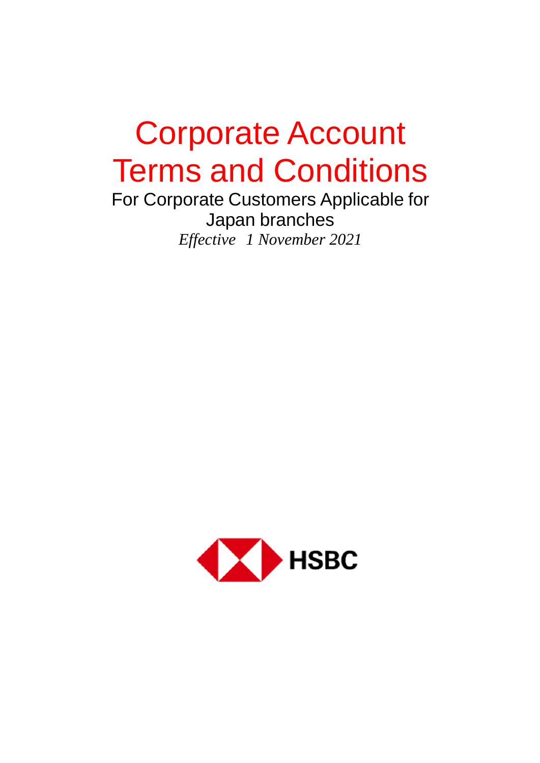# Corporate Account Terms and Conditions

For Corporate Customers Applicable for Japan branches

*Effective 1 November 2021*

HSBC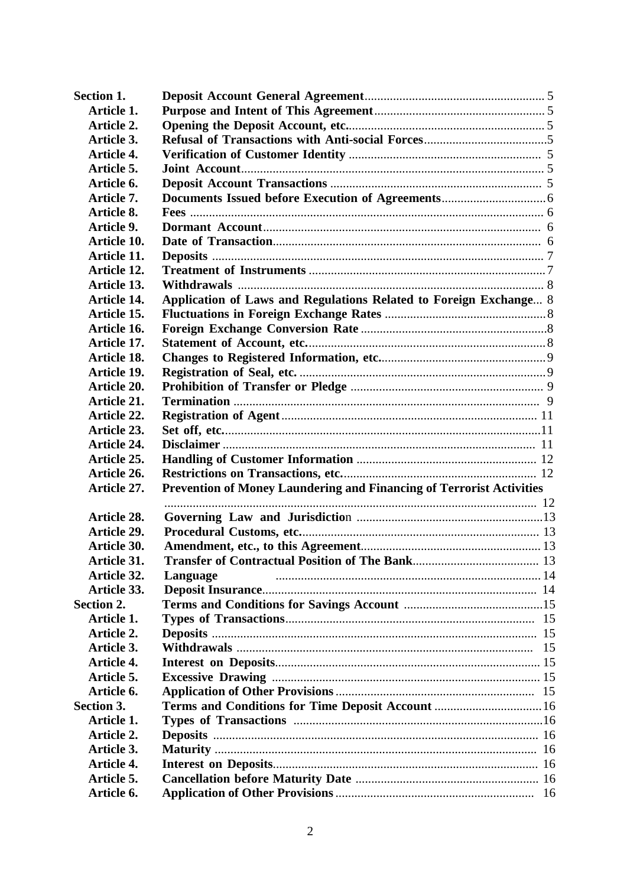| | | |
|---|---|---|
| **Section 1.** | **Deposit Account General Agreement** | 5 |
| **Article 1.** | **Purpose and Intent of This Agreement** | 5 |
| **Article 2.** | **Opening the Deposit Account, etc.** | 5 |
| **Article 3.** | **Refusal of Transactions with Anti-social Forces** | 5 |
| **Article 4.** | **Verification of Customer Identity** | 5 |
| **Article 5.** | **Joint Account** | 5 |
| **Article 6.** | **Deposit Account Transactions** | 5 |
| **Article 7.** | **Documents Issued before Execution of Agreements** | 6 |
| **Article 8.** | **Fees** | 6 |
| **Article 9.** | **Dormant Account** | 6 |
| **Article 10.** | **Date of Transaction** | 6 |
| **Article 11.** | **Deposits** | 7 |
| **Article 12.** | **Treatment of Instruments** | 7 |
| **Article 13.** | **Withdrawals** | 8 |
| **Article 14.** | **Application of Laws and Regulations Related to Foreign Exchange** | 8 |
| **Article 15.** | **Fluctuations in Foreign Exchange Rates** | 8 |
| **Article 16.** | **Foreign Exchange Conversion Rate** | 8 |
| **Article 17.** | **Statement of Account, etc.** | 8 |
| **Article 18.** | **Changes to Registered Information, etc.** | 9 |
| **Article 19.** | **Registration of Seal, etc.** | 9 |
| **Article 20.** | **Prohibition of Transfer or Pledge** | 9 |
| **Article 21.** | **Termination** | 9 |
| **Article 22.** | **Registration of Agent** | 11 |
| **Article 23.** | **Set off, etc.** | 11 |
| **Article 24.** | **Disclaimer** | 11 |
| **Article 25.** | **Handling of Customer Information** | 12 |
| **Article 26.** | **Restrictions on Transactions, etc.** | 12 |
| **Article 27.** | **Prevention of Money Laundering and Financing of Terrorist Activities** | 12 |
| **Article 28.** | **Governing Law and Jurisdiction** | 13 |
| **Article 29.** | **Procedural Customs, etc.** | 13 |
| **Article 30.** | **Amendment, etc., to this Agreement** | 13 |
| **Article 31.** | **Transfer of Contractual Position of The Bank** | 13 |
| **Article 32.** | **Language** | 14 |
| **Article 33.** | **Deposit Insurance** | 14 |
| **Section 2.** | **Terms and Conditions for Savings Account** | 15 |
| **Article 1.** | **Types of Transactions** | 15 |
| **Article 2.** | **Deposits** | 15 |
| **Article 3.** | **Withdrawals** | 15 |
| **Article 4.** | **Interest on Deposits** | 15 |
| **Article 5.** | **Excessive Drawing** | 15 |
| **Article 6.** | **Application of Other Provisions** | 15 |
| **Section 3.** | **Terms and Conditions for Time Deposit Account** | 16 |
| **Article 1.** | **Types of Transactions** | 16 |
| **Article 2.** | **Deposits** | 16 |
| **Article 3.** | **Maturity** | 16 |
| **Article 4.** | **Interest on Deposits** | 16 |
| **Article 5.** | **Cancellation before Maturity Date** | 16 |
| **Article 6.** | **Application of Other Provisions** | 16 |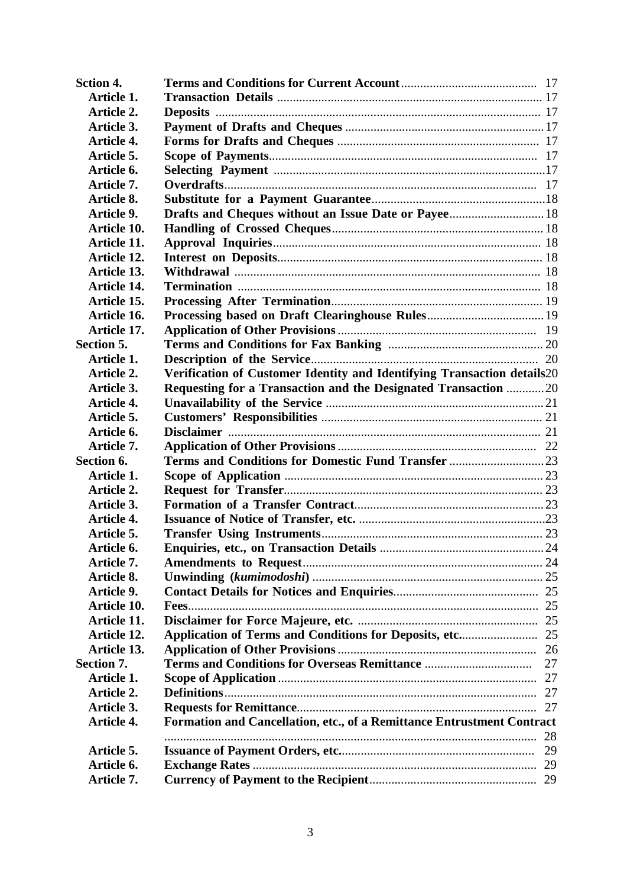| | | |
|---|---|---|
| **Sction 4.** | **Terms and Conditions for Current Account** | 17 |
| **Article 1.** | **Transaction Details** | 17 |
| **Article 2.** | **Deposits** | 17 |
| **Article 3.** | **Payment of Drafts and Cheques** | 17 |
| **Article 4.** | **Forms for Drafts and Cheques** | 17 |
| **Article 5.** | **Scope of Payments** | 17 |
| **Article 6.** | **Selecting Payment** | 17 |
| **Article 7.** | **Overdrafts** | 17 |
| **Article 8.** | **Substitute for a Payment Guarantee** | 18 |
| **Article 9.** | **Drafts and Cheques without an Issue Date or Payee** | 18 |
| **Article 10.** | **Handling of Crossed Cheques** | 18 |
| **Article 11.** | **Approval Inquiries** | 18 |
| **Article 12.** | **Interest on Deposits** | 18 |
| **Article 13.** | **Withdrawal** | 18 |
| **Article 14.** | **Termination** | 18 |
| **Article 15.** | **Processing After Termination** | 19 |
| **Article 16.** | **Processing based on Draft Clearinghouse Rules** | 19 |
| **Article 17.** | **Application of Other Provisions** | 19 |
| **Section 5.** | **Terms and Conditions for Fax Banking** | 20 |
| **Article 1.** | **Description of the Service** | 20 |
| **Article 2.** | **Verification of Customer Identity and Identifying Transaction details** | 20 |
| **Article 3.** | **Requesting for a Transaction and the Designated Transaction** | 20 |
| **Article 4.** | **Unavailability of the Service** | 21 |
| **Article 5.** | **Customers' Responsibilities** | 21 |
| **Article 6.** | **Disclaimer** | 21 |
| **Article 7.** | **Application of Other Provisions** | 22 |
| **Section 6.** | **Terms and Conditions for Domestic Fund Transfer** | 23 |
| **Article 1.** | **Scope of Application** | 23 |
| **Article 2.** | **Request for Transfer** | 23 |
| **Article 3.** | **Formation of a Transfer Contract** | 23 |
| **Article 4.** | **Issuance of Notice of Transfer, etc.** | 23 |
| **Article 5.** | **Transfer Using Instruments** | 23 |
| **Article 6.** | **Enquiries, etc., on Transaction Details** | 24 |
| **Article 7.** | **Amendments to Request** | 24 |
| **Article 8.** | **Unwinding (*kumimodoshi*)** | 25 |
| **Article 9.** | **Contact Details for Notices and Enquiries** | 25 |
| **Article 10.** | **Fees** | 25 |
| **Article 11.** | **Disclaimer for Force Majeure, etc.** | 25 |
| **Article 12.** | **Application of Terms and Conditions for Deposits, etc.** | 25 |
| **Article 13.** | **Application of Other Provisions** | 26 |
| **Section 7.** | **Terms and Conditions for Overseas Remittance** | 27 |
| **Article 1.** | **Scope of Application** | 27 |
| **Article 2.** | **Definitions** | 27 |
| **Article 3.** | **Requests for Remittance** | 27 |
| **Article 4.** | **Formation and Cancellation, etc., of a Remittance Entrustment Contract** | 28 |
| **Article 5.** | **Issuance of Payment Orders, etc.** | 29 |
| **Article 6.** | **Exchange Rates** | 29 |
| **Article 7.** | **Currency of Payment to the Recipient** | 29 |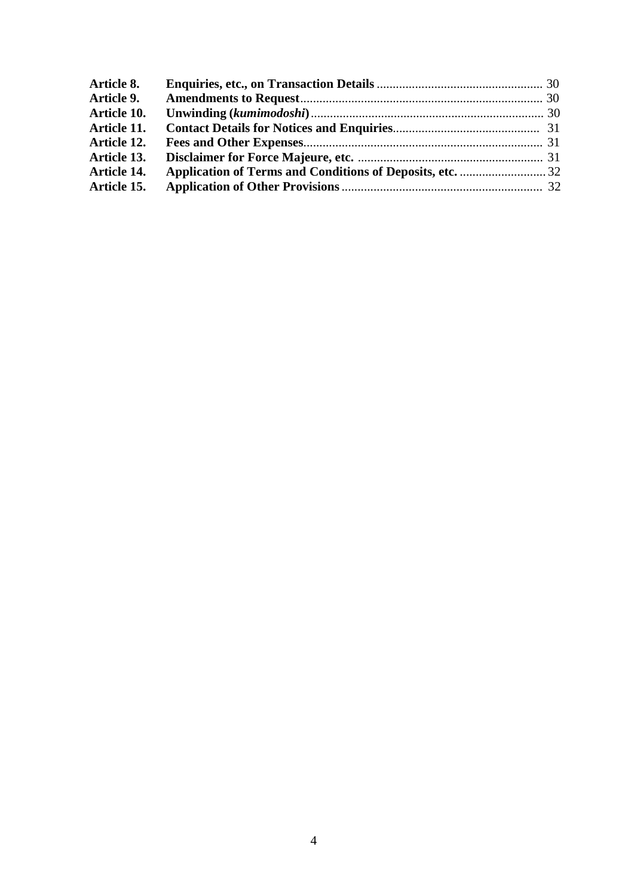| | | |
|---|---|---|
| **Article 8.** | **Enquiries, etc., on Transaction Details** | 30 |
| **Article 9.** | **Amendments to Request** | 30 |
| **Article 10.** | **Unwinding (*kumimodoshi*)** | 30 |
| **Article 11.** | **Contact Details for Notices and Enquiries** | 31 |
| **Article 12.** | **Fees and Other Expenses** | 31 |
| **Article 13.** | **Disclaimer for Force Majeure, etc.** | 31 |
| **Article 14.** | **Application of Terms and Conditions of Deposits, etc.** | 32 |
| **Article 15.** | **Application of Other Provisions** | 32 |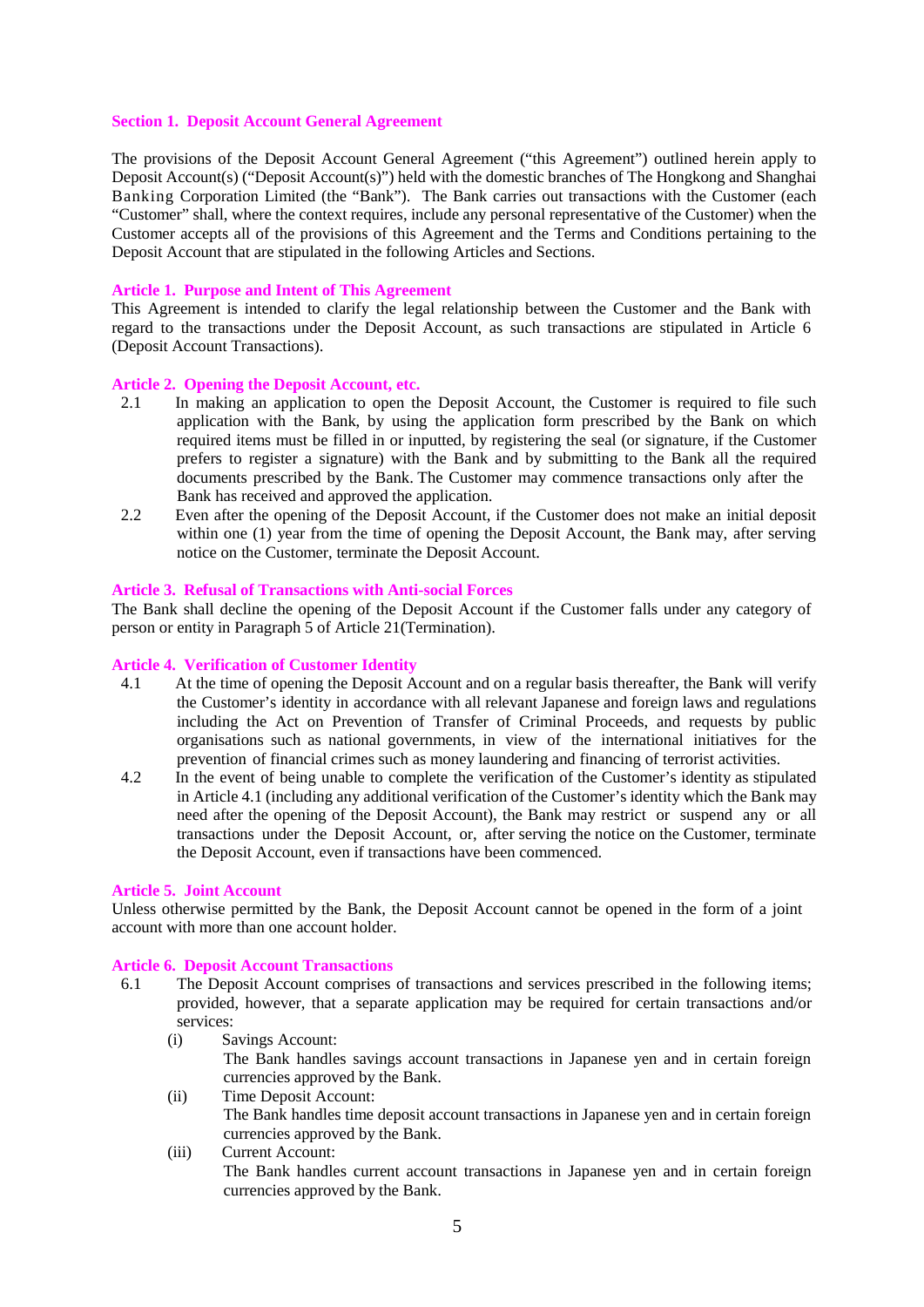## Section 1. Deposit Account General Agreement

The provisions of the Deposit Account General Agreement ("this Agreement") outlined herein apply to Deposit Account(s) ("Deposit Account(s)") held with the domestic branches of The Hongkong and Shanghai Banking Corporation Limited (the "Bank"). The Bank carries out transactions with the Customer (each "Customer" shall, where the context requires, include any personal representative of the Customer) when the Customer accepts all of the provisions of this Agreement and the Terms and Conditions pertaining to the Deposit Account that are stipulated in the following Articles and Sections.

### Article 1. Purpose and Intent of This Agreement

This Agreement is intended to clarify the legal relationship between the Customer and the Bank with regard to the transactions under the Deposit Account, as such transactions are stipulated in Article 6 (Deposit Account Transactions).

### Article 2. Opening the Deposit Account, etc.

2.1 In making an application to open the Deposit Account, the Customer is required to file such application with the Bank, by using the application form prescribed by the Bank on which required items must be filled in or inputted, by registering the seal (or signature, if the Customer prefers to register a signature) with the Bank and by submitting to the Bank all the required documents prescribed by the Bank. The Customer may commence transactions only after the Bank has received and approved the application.

2.2 Even after the opening of the Deposit Account, if the Customer does not make an initial deposit within one (1) year from the time of opening the Deposit Account, the Bank may, after serving notice on the Customer, terminate the Deposit Account.

### Article 3. Refusal of Transactions with Anti-social Forces

The Bank shall decline the opening of the Deposit Account if the Customer falls under any category of person or entity in Paragraph 5 of Article 21(Termination).

### Article 4. Verification of Customer Identity

4.1 At the time of opening the Deposit Account and on a regular basis thereafter, the Bank will verify the Customer's identity in accordance with all relevant Japanese and foreign laws and regulations including the Act on Prevention of Transfer of Criminal Proceeds, and requests by public organisations such as national governments, in view of the international initiatives for the prevention of financial crimes such as money laundering and financing of terrorist activities.

4.2 In the event of being unable to complete the verification of the Customer's identity as stipulated in Article 4.1 (including any additional verification of the Customer's identity which the Bank may need after the opening of the Deposit Account), the Bank may restrict or suspend any or all transactions under the Deposit Account, or, after serving the notice on the Customer, terminate the Deposit Account, even if transactions have been commenced.

### Article 5. Joint Account

Unless otherwise permitted by the Bank, the Deposit Account cannot be opened in the form of a joint account with more than one account holder.

### Article 6. Deposit Account Transactions

6.1 The Deposit Account comprises of transactions and services prescribed in the following items; provided, however, that a separate application may be required for certain transactions and/or services:

(i) Savings Account:
The Bank handles savings account transactions in Japanese yen and in certain foreign currencies approved by the Bank.

(ii) Time Deposit Account:
The Bank handles time deposit account transactions in Japanese yen and in certain foreign currencies approved by the Bank.

(iii) Current Account:
The Bank handles current account transactions in Japanese yen and in certain foreign currencies approved by the Bank.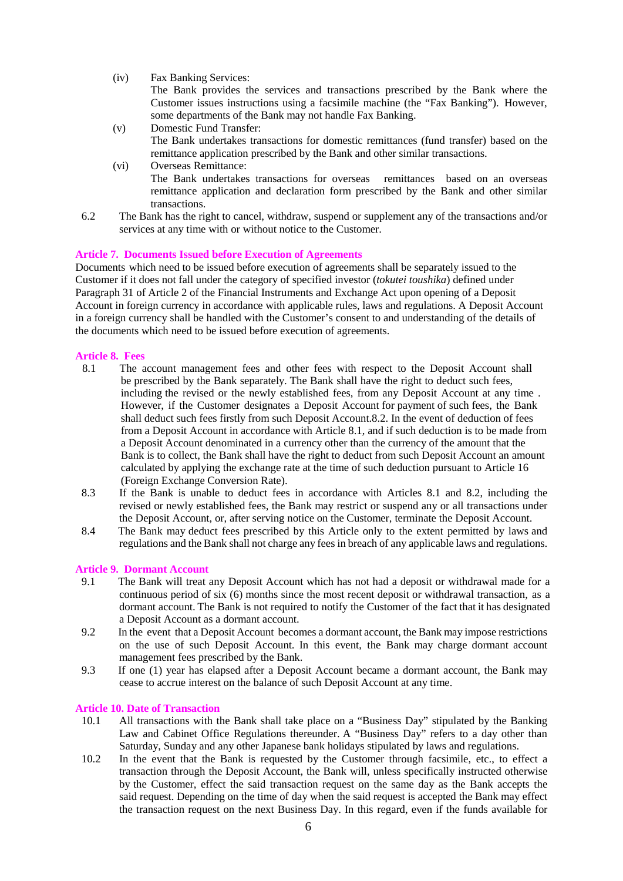(iv) Fax Banking Services:
The Bank provides the services and transactions prescribed by the Bank where the Customer issues instructions using a facsimile machine (the "Fax Banking"). However, some departments of the Bank may not handle Fax Banking.

(v) Domestic Fund Transfer:
The Bank undertakes transactions for domestic remittances (fund transfer) based on the remittance application prescribed by the Bank and other similar transactions.

(vi) Overseas Remittance:
The Bank undertakes transactions for overseas remittances based on an overseas remittance application and declaration form prescribed by the Bank and other similar transactions.

6.2 The Bank has the right to cancel, withdraw, suspend or supplement any of the transactions and/or services at any time with or without notice to the Customer.

### Article 7. Documents Issued before Execution of Agreements

Documents which need to be issued before execution of agreements shall be separately issued to the Customer if it does not fall under the category of specified investor (*tokutei toushika*) defined under Paragraph 31 of Article 2 of the Financial Instruments and Exchange Act upon opening of a Deposit Account in foreign currency in accordance with applicable rules, laws and regulations. A Deposit Account in a foreign currency shall be handled with the Customer's consent to and understanding of the details of the documents which need to be issued before execution of agreements.

### Article 8. Fees

8.1 The account management fees and other fees with respect to the Deposit Account shall be prescribed by the Bank separately. The Bank shall have the right to deduct such fees, including the revised or the newly established fees, from any Deposit Account at any time . However, if the Customer designates a Deposit Account for payment of such fees, the Bank shall deduct such fees firstly from such Deposit Account.8.2. In the event of deduction of fees from a Deposit Account in accordance with Article 8.1, and if such deduction is to be made from a Deposit Account denominated in a currency other than the currency of the amount that the Bank is to collect, the Bank shall have the right to deduct from such Deposit Account an amount calculated by applying the exchange rate at the time of such deduction pursuant to Article 16 (Foreign Exchange Conversion Rate).

8.3 If the Bank is unable to deduct fees in accordance with Articles 8.1 and 8.2, including the revised or newly established fees, the Bank may restrict or suspend any or all transactions under the Deposit Account, or, after serving notice on the Customer, terminate the Deposit Account.

8.4 The Bank may deduct fees prescribed by this Article only to the extent permitted by laws and regulations and the Bank shall not charge any fees in breach of any applicable laws and regulations.

### Article 9. Dormant Account

9.1 The Bank will treat any Deposit Account which has not had a deposit or withdrawal made for a continuous period of six (6) months since the most recent deposit or withdrawal transaction, as a dormant account. The Bank is not required to notify the Customer of the fact that it has designated a Deposit Account as a dormant account.

9.2 In the event that a Deposit Account becomes a dormant account, the Bank may impose restrictions on the use of such Deposit Account. In this event, the Bank may charge dormant account management fees prescribed by the Bank.

9.3 If one (1) year has elapsed after a Deposit Account became a dormant account, the Bank may cease to accrue interest on the balance of such Deposit Account at any time.

### Article 10. Date of Transaction

10.1 All transactions with the Bank shall take place on a "Business Day" stipulated by the Banking Law and Cabinet Office Regulations thereunder. A "Business Day" refers to a day other than Saturday, Sunday and any other Japanese bank holidays stipulated by laws and regulations.

10.2 In the event that the Bank is requested by the Customer through facsimile, etc., to effect a transaction through the Deposit Account, the Bank will, unless specifically instructed otherwise by the Customer, effect the said transaction request on the same day as the Bank accepts the said request. Depending on the time of day when the said request is accepted the Bank may effect the transaction request on the next Business Day. In this regard, even if the funds available for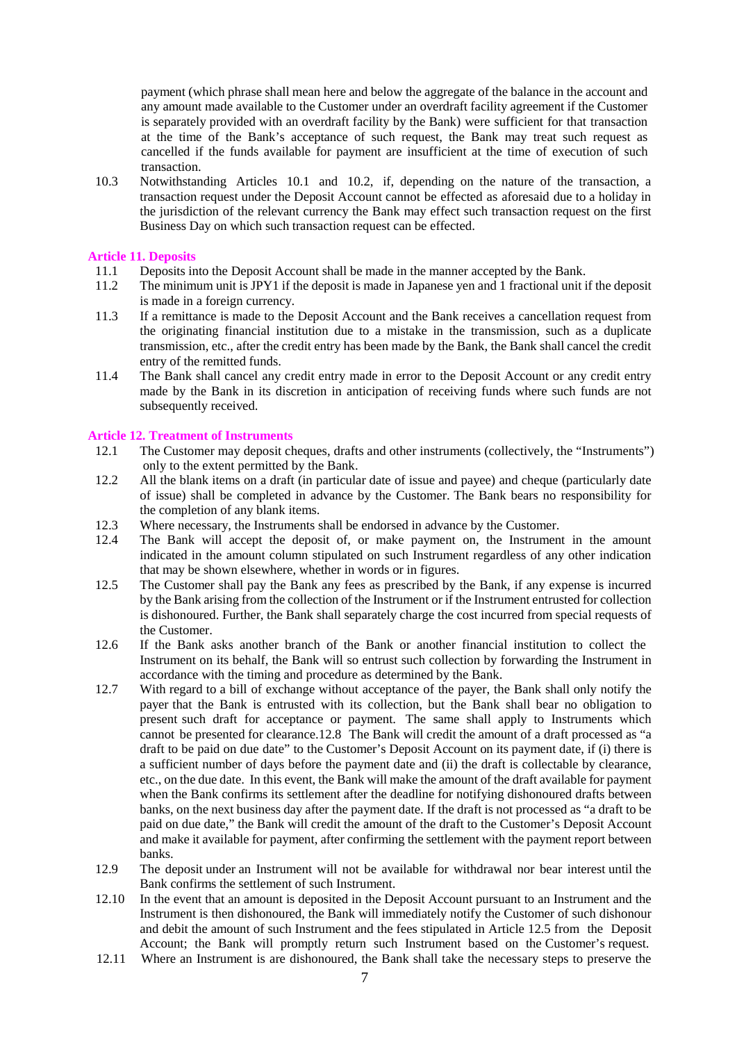payment (which phrase shall mean here and below the aggregate of the balance in the account and any amount made available to the Customer under an overdraft facility agreement if the Customer is separately provided with an overdraft facility by the Bank) were sufficient for that transaction at the time of the Bank's acceptance of such request, the Bank may treat such request as cancelled if the funds available for payment are insufficient at the time of execution of such transaction.

10.3 Notwithstanding Articles 10.1 and 10.2, if, depending on the nature of the transaction, a transaction request under the Deposit Account cannot be effected as aforesaid due to a holiday in the jurisdiction of the relevant currency the Bank may effect such transaction request on the first Business Day on which such transaction request can be effected.

### Article 11. Deposits

11.1 Deposits into the Deposit Account shall be made in the manner accepted by the Bank.

11.2 The minimum unit is JPY1 if the deposit is made in Japanese yen and 1 fractional unit if the deposit is made in a foreign currency.

11.3 If a remittance is made to the Deposit Account and the Bank receives a cancellation request from the originating financial institution due to a mistake in the transmission, such as a duplicate transmission, etc., after the credit entry has been made by the Bank, the Bank shall cancel the credit entry of the remitted funds.

11.4 The Bank shall cancel any credit entry made in error to the Deposit Account or any credit entry made by the Bank in its discretion in anticipation of receiving funds where such funds are not subsequently received.

### Article 12. Treatment of Instruments

12.1 The Customer may deposit cheques, drafts and other instruments (collectively, the "Instruments") only to the extent permitted by the Bank.

12.2 All the blank items on a draft (in particular date of issue and payee) and cheque (particularly date of issue) shall be completed in advance by the Customer. The Bank bears no responsibility for the completion of any blank items.

12.3 Where necessary, the Instruments shall be endorsed in advance by the Customer.

12.4 The Bank will accept the deposit of, or make payment on, the Instrument in the amount indicated in the amount column stipulated on such Instrument regardless of any other indication that may be shown elsewhere, whether in words or in figures.

12.5 The Customer shall pay the Bank any fees as prescribed by the Bank, if any expense is incurred by the Bank arising from the collection of the Instrument or if the Instrument entrusted for collection is dishonoured. Further, the Bank shall separately charge the cost incurred from special requests of the Customer.

12.6 If the Bank asks another branch of the Bank or another financial institution to collect the Instrument on its behalf, the Bank will so entrust such collection by forwarding the Instrument in accordance with the timing and procedure as determined by the Bank.

12.7 With regard to a bill of exchange without acceptance of the payer, the Bank shall only notify the payer that the Bank is entrusted with its collection, but the Bank shall bear no obligation to present such draft for acceptance or payment. The same shall apply to Instruments which cannot be presented for clearance.12.8 The Bank will credit the amount of a draft processed as "a draft to be paid on due date" to the Customer's Deposit Account on its payment date, if (i) there is a sufficient number of days before the payment date and (ii) the draft is collectable by clearance, etc., on the due date. In this event, the Bank will make the amount of the draft available for payment when the Bank confirms its settlement after the deadline for notifying dishonoured drafts between banks, on the next business day after the payment date. If the draft is not processed as "a draft to be paid on due date," the Bank will credit the amount of the draft to the Customer's Deposit Account and make it available for payment, after confirming the settlement with the payment report between banks.

12.9 The deposit under an Instrument will not be available for withdrawal nor bear interest until the Bank confirms the settlement of such Instrument.

12.10 In the event that an amount is deposited in the Deposit Account pursuant to an Instrument and the Instrument is then dishonoured, the Bank will immediately notify the Customer of such dishonour and debit the amount of such Instrument and the fees stipulated in Article 12.5 from the Deposit Account; the Bank will promptly return such Instrument based on the Customer's request.

12.11 Where an Instrument is are dishonoured, the Bank shall take the necessary steps to preserve the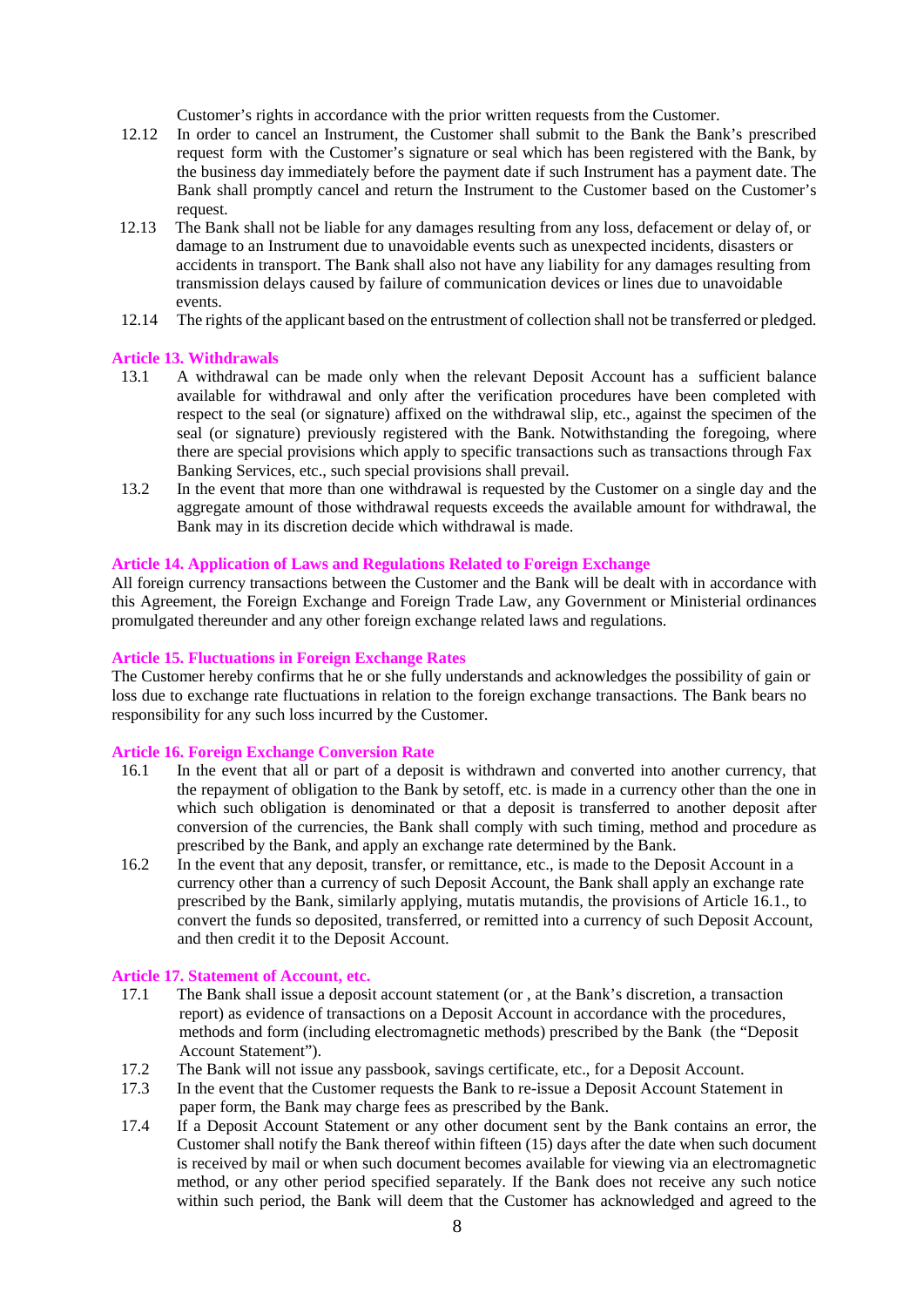Customer's rights in accordance with the prior written requests from the Customer.

12.12 In order to cancel an Instrument, the Customer shall submit to the Bank the Bank's prescribed request form with the Customer's signature or seal which has been registered with the Bank, by the business day immediately before the payment date if such Instrument has a payment date. The Bank shall promptly cancel and return the Instrument to the Customer based on the Customer's request.

12.13 The Bank shall not be liable for any damages resulting from any loss, defacement or delay of, or damage to an Instrument due to unavoidable events such as unexpected incidents, disasters or accidents in transport. The Bank shall also not have any liability for any damages resulting from transmission delays caused by failure of communication devices or lines due to unavoidable events.

12.14 The rights of the applicant based on the entrustment of collection shall not be transferred or pledged.

### Article 13. Withdrawals

13.1 A withdrawal can be made only when the relevant Deposit Account has a sufficient balance available for withdrawal and only after the verification procedures have been completed with respect to the seal (or signature) affixed on the withdrawal slip, etc., against the specimen of the seal (or signature) previously registered with the Bank. Notwithstanding the foregoing, where there are special provisions which apply to specific transactions such as transactions through Fax Banking Services, etc., such special provisions shall prevail.

13.2 In the event that more than one withdrawal is requested by the Customer on a single day and the aggregate amount of those withdrawal requests exceeds the available amount for withdrawal, the Bank may in its discretion decide which withdrawal is made.

### Article 14. Application of Laws and Regulations Related to Foreign Exchange

All foreign currency transactions between the Customer and the Bank will be dealt with in accordance with this Agreement, the Foreign Exchange and Foreign Trade Law, any Government or Ministerial ordinances promulgated thereunder and any other foreign exchange related laws and regulations.

### Article 15. Fluctuations in Foreign Exchange Rates

The Customer hereby confirms that he or she fully understands and acknowledges the possibility of gain or loss due to exchange rate fluctuations in relation to the foreign exchange transactions. The Bank bears no responsibility for any such loss incurred by the Customer.

### Article 16. Foreign Exchange Conversion Rate

16.1 In the event that all or part of a deposit is withdrawn and converted into another currency, that the repayment of obligation to the Bank by setoff, etc. is made in a currency other than the one in which such obligation is denominated or that a deposit is transferred to another deposit after conversion of the currencies, the Bank shall comply with such timing, method and procedure as prescribed by the Bank, and apply an exchange rate determined by the Bank.

16.2 In the event that any deposit, transfer, or remittance, etc., is made to the Deposit Account in a currency other than a currency of such Deposit Account, the Bank shall apply an exchange rate prescribed by the Bank, similarly applying, mutatis mutandis, the provisions of Article 16.1., to convert the funds so deposited, transferred, or remitted into a currency of such Deposit Account, and then credit it to the Deposit Account.

### Article 17. Statement of Account, etc.

17.1 The Bank shall issue a deposit account statement (or , at the Bank's discretion, a transaction report) as evidence of transactions on a Deposit Account in accordance with the procedures, methods and form (including electromagnetic methods) prescribed by the Bank (the "Deposit Account Statement").

17.2 The Bank will not issue any passbook, savings certificate, etc., for a Deposit Account.

17.3 In the event that the Customer requests the Bank to re-issue a Deposit Account Statement in paper form, the Bank may charge fees as prescribed by the Bank.

17.4 If a Deposit Account Statement or any other document sent by the Bank contains an error, the Customer shall notify the Bank thereof within fifteen (15) days after the date when such document is received by mail or when such document becomes available for viewing via an electromagnetic method, or any other period specified separately. If the Bank does not receive any such notice within such period, the Bank will deem that the Customer has acknowledged and agreed to the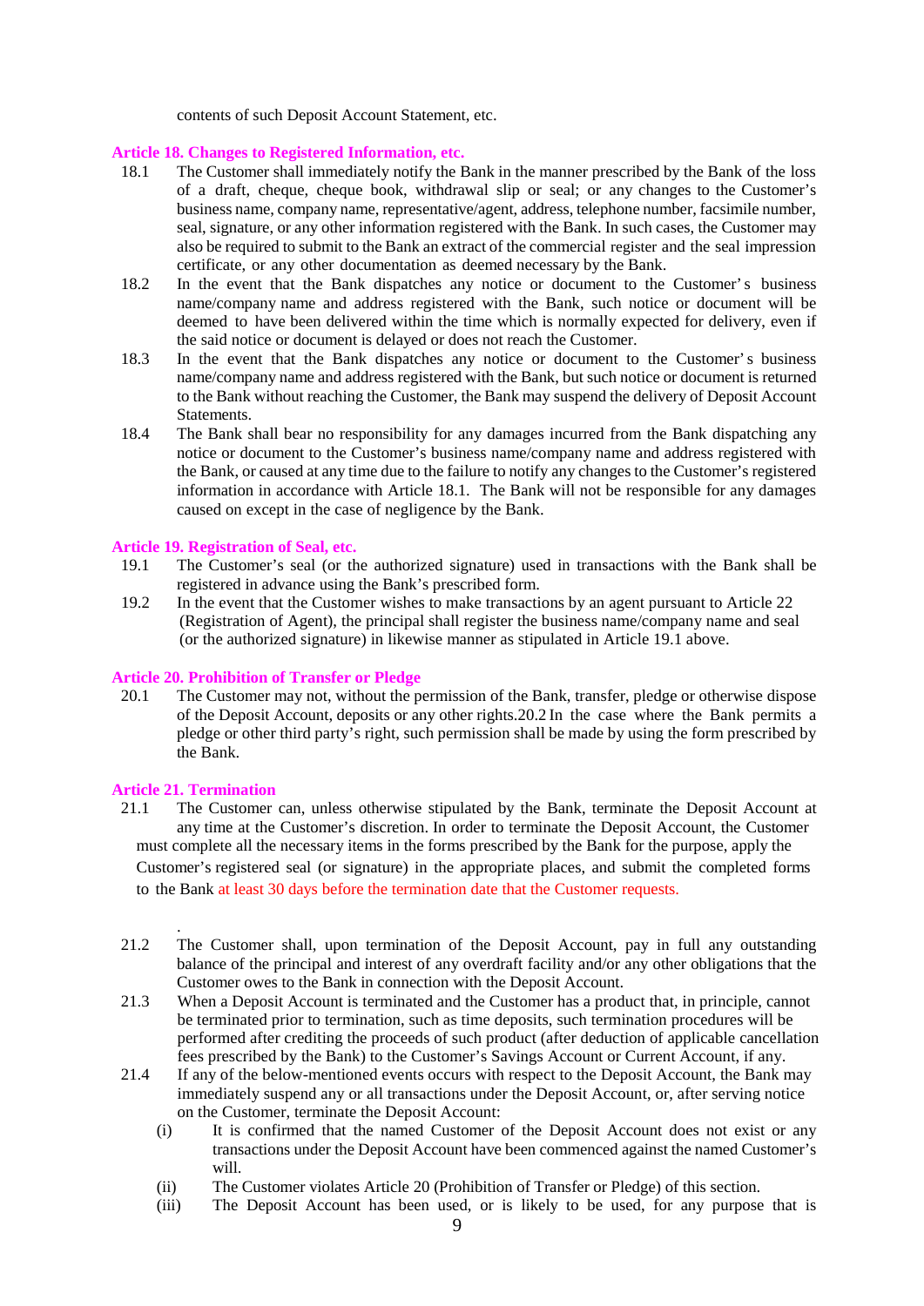contents of such Deposit Account Statement, etc.

### Article 18. Changes to Registered Information, etc.

18.1 The Customer shall immediately notify the Bank in the manner prescribed by the Bank of the loss of a draft, cheque, cheque book, withdrawal slip or seal; or any changes to the Customer's business name, company name, representative/agent, address, telephone number, facsimile number, seal, signature, or any other information registered with the Bank. In such cases, the Customer may also be required to submit to the Bank an extract of the commercial register and the seal impression certificate, or any other documentation as deemed necessary by the Bank.

18.2 In the event that the Bank dispatches any notice or document to the Customer's business name/company name and address registered with the Bank, such notice or document will be deemed to have been delivered within the time which is normally expected for delivery, even if the said notice or document is delayed or does not reach the Customer.

18.3 In the event that the Bank dispatches any notice or document to the Customer's business name/company name and address registered with the Bank, but such notice or document is returned to the Bank without reaching the Customer, the Bank may suspend the delivery of Deposit Account Statements.

18.4 The Bank shall bear no responsibility for any damages incurred from the Bank dispatching any notice or document to the Customer's business name/company name and address registered with the Bank, or caused at any time due to the failure to notify any changes to the Customer's registered information in accordance with Article 18.1. The Bank will not be responsible for any damages caused on except in the case of negligence by the Bank.

### Article 19. Registration of Seal, etc.

19.1 The Customer's seal (or the authorized signature) used in transactions with the Bank shall be registered in advance using the Bank's prescribed form.

19.2 In the event that the Customer wishes to make transactions by an agent pursuant to Article 22 (Registration of Agent), the principal shall register the business name/company name and seal (or the authorized signature) in likewise manner as stipulated in Article 19.1 above.

### Article 20. Prohibition of Transfer or Pledge

20.1 The Customer may not, without the permission of the Bank, transfer, pledge or otherwise dispose of the Deposit Account, deposits or any other rights.20.2 In the case where the Bank permits a pledge or other third party's right, such permission shall be made by using the form prescribed by the Bank.

### Article 21. Termination

21.1 The Customer can, unless otherwise stipulated by the Bank, terminate the Deposit Account at any time at the Customer's discretion. In order to terminate the Deposit Account, the Customer must complete all the necessary items in the forms prescribed by the Bank for the purpose, apply the Customer's registered seal (or signature) in the appropriate places, and submit the completed forms to the Bank at least 30 days before the termination date that the Customer requests.

.

21.2 The Customer shall, upon termination of the Deposit Account, pay in full any outstanding balance of the principal and interest of any overdraft facility and/or any other obligations that the Customer owes to the Bank in connection with the Deposit Account.

21.3 When a Deposit Account is terminated and the Customer has a product that, in principle, cannot be terminated prior to termination, such as time deposits, such termination procedures will be performed after crediting the proceeds of such product (after deduction of applicable cancellation fees prescribed by the Bank) to the Customer's Savings Account or Current Account, if any.

21.4 If any of the below-mentioned events occurs with respect to the Deposit Account, the Bank may immediately suspend any or all transactions under the Deposit Account, or, after serving notice on the Customer, terminate the Deposit Account:

(i) It is confirmed that the named Customer of the Deposit Account does not exist or any transactions under the Deposit Account have been commenced against the named Customer's will.

(ii) The Customer violates Article 20 (Prohibition of Transfer or Pledge) of this section.

(iii) The Deposit Account has been used, or is likely to be used, for any purpose that is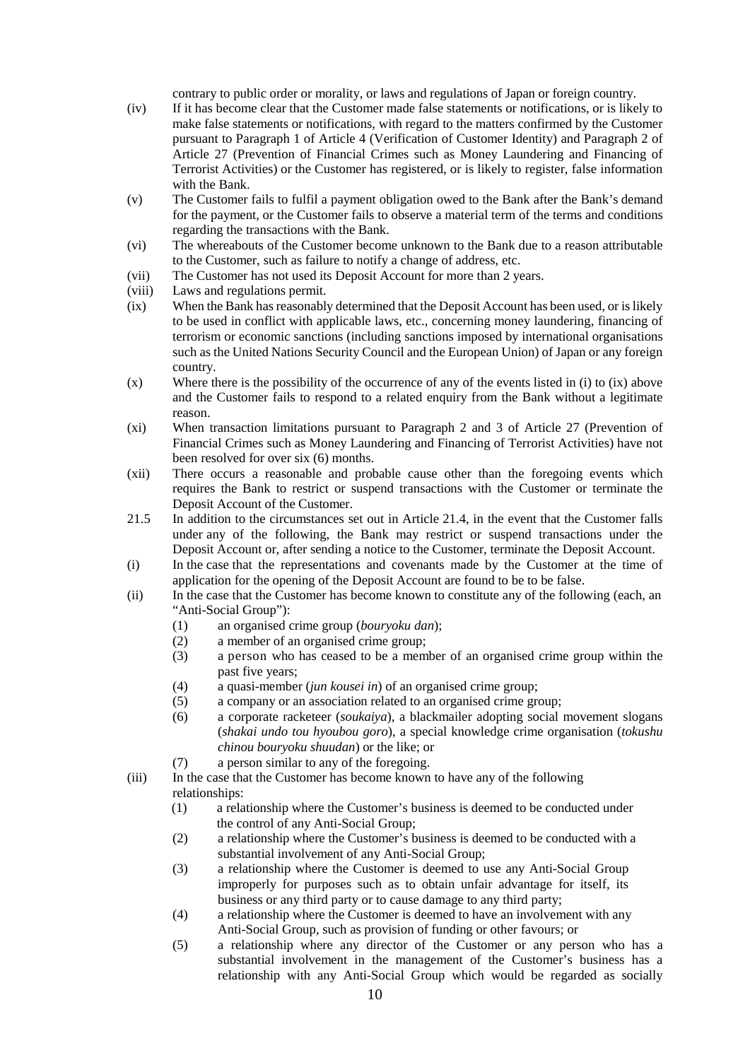contrary to public order or morality, or laws and regulations of Japan or foreign country.

(iv) If it has become clear that the Customer made false statements or notifications, or is likely to make false statements or notifications, with regard to the matters confirmed by the Customer pursuant to Paragraph 1 of Article 4 (Verification of Customer Identity) and Paragraph 2 of Article 27 (Prevention of Financial Crimes such as Money Laundering and Financing of Terrorist Activities) or the Customer has registered, or is likely to register, false information with the Bank.

(v) The Customer fails to fulfil a payment obligation owed to the Bank after the Bank's demand for the payment, or the Customer fails to observe a material term of the terms and conditions regarding the transactions with the Bank.

(vi) The whereabouts of the Customer become unknown to the Bank due to a reason attributable to the Customer, such as failure to notify a change of address, etc.

(vii) The Customer has not used its Deposit Account for more than 2 years.

(viii) Laws and regulations permit.

(ix) When the Bank has reasonably determined that the Deposit Account has been used, or is likely to be used in conflict with applicable laws, etc., concerning money laundering, financing of terrorism or economic sanctions (including sanctions imposed by international organisations such as the United Nations Security Council and the European Union) of Japan or any foreign country.

(x) Where there is the possibility of the occurrence of any of the events listed in (i) to (ix) above and the Customer fails to respond to a related enquiry from the Bank without a legitimate reason.

(xi) When transaction limitations pursuant to Paragraph 2 and 3 of Article 27 (Prevention of Financial Crimes such as Money Laundering and Financing of Terrorist Activities) have not been resolved for over six (6) months.

(xii) There occurs a reasonable and probable cause other than the foregoing events which requires the Bank to restrict or suspend transactions with the Customer or terminate the Deposit Account of the Customer.

21.5 In addition to the circumstances set out in Article 21.4, in the event that the Customer falls under any of the following, the Bank may restrict or suspend transactions under the Deposit Account or, after sending a notice to the Customer, terminate the Deposit Account.

(i) In the case that the representations and covenants made by the Customer at the time of application for the opening of the Deposit Account are found to be to be false.

(ii) In the case that the Customer has become known to constitute any of the following (each, an "Anti-Social Group"):

   (1) an organised crime group (*bouryoku dan*);
   (2) a member of an organised crime group;
   (3) a person who has ceased to be a member of an organised crime group within the past five years;
   (4) a quasi-member (*jun kousei in*) of an organised crime group;
   (5) a company or an association related to an organised crime group;
   (6) a corporate racketeer (*soukaiya*), a blackmailer adopting social movement slogans (*shakai undo tou hyoubou goro*), a special knowledge crime organisation (*tokushu chinou bouryoku shuudan*) or the like; or
   (7) a person similar to any of the foregoing.

(iii) In the case that the Customer has become known to have any of the following relationships:

   (1) a relationship where the Customer's business is deemed to be conducted under the control of any Anti-Social Group;
   (2) a relationship where the Customer's business is deemed to be conducted with a substantial involvement of any Anti-Social Group;
   (3) a relationship where the Customer is deemed to use any Anti-Social Group improperly for purposes such as to obtain unfair advantage for itself, its business or any third party or to cause damage to any third party;
   (4) a relationship where the Customer is deemed to have an involvement with any Anti-Social Group, such as provision of funding or other favours; or
   (5) a relationship where any director of the Customer or any person who has a substantial involvement in the management of the Customer's business has a relationship with any Anti-Social Group which would be regarded as socially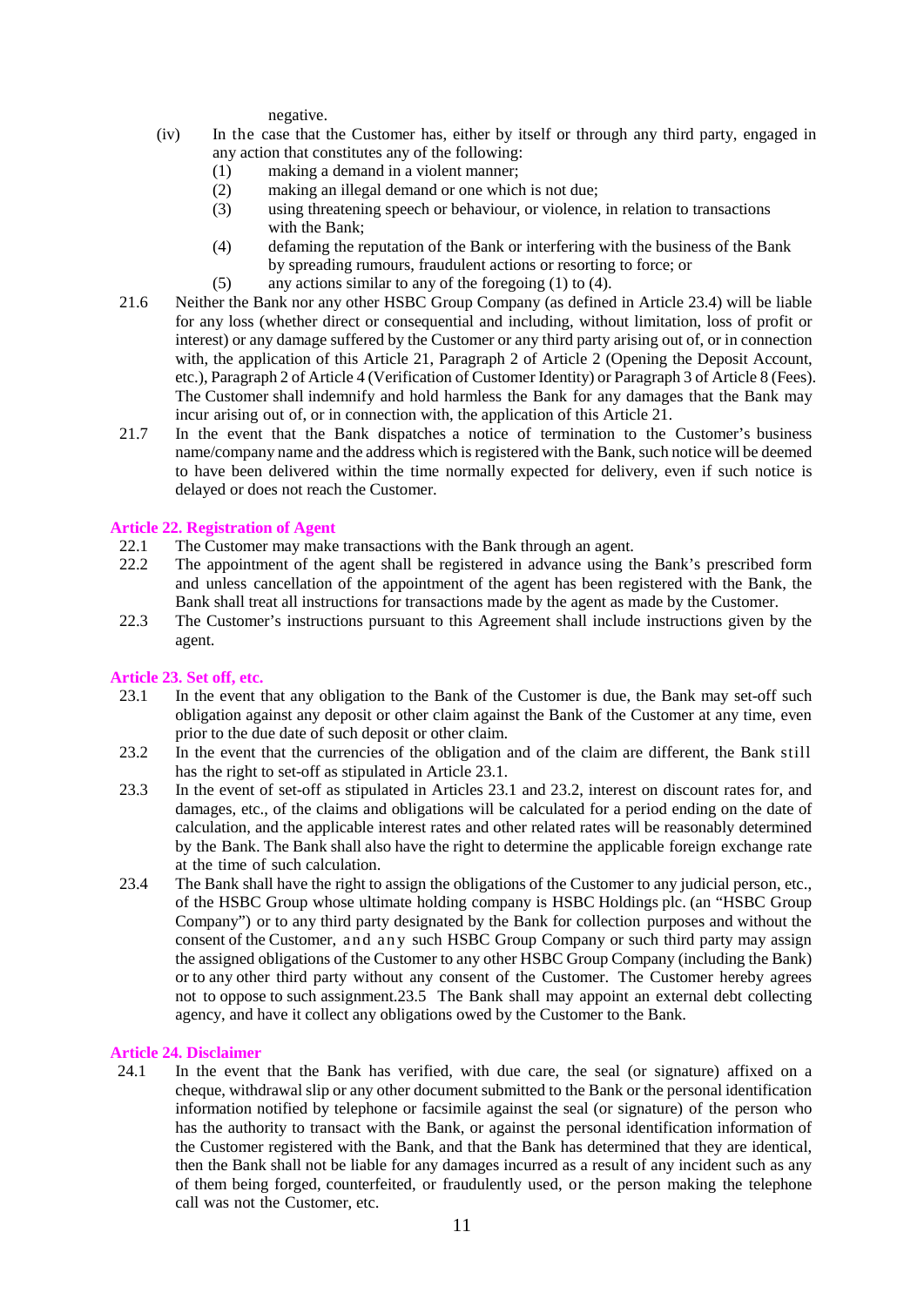negative.

(iv) In the case that the Customer has, either by itself or through any third party, engaged in any action that constitutes any of the following:
   (1) making a demand in a violent manner;
   (2) making an illegal demand or one which is not due;
   (3) using threatening speech or behaviour, or violence, in relation to transactions with the Bank;
   (4) defaming the reputation of the Bank or interfering with the business of the Bank by spreading rumours, fraudulent actions or resorting to force; or
   (5) any actions similar to any of the foregoing (1) to (4).

21.6 Neither the Bank nor any other HSBC Group Company (as defined in Article 23.4) will be liable for any loss (whether direct or consequential and including, without limitation, loss of profit or interest) or any damage suffered by the Customer or any third party arising out of, or in connection with, the application of this Article 21, Paragraph 2 of Article 2 (Opening the Deposit Account, etc.), Paragraph 2 of Article 4 (Verification of Customer Identity) or Paragraph 3 of Article 8 (Fees). The Customer shall indemnify and hold harmless the Bank for any damages that the Bank may incur arising out of, or in connection with, the application of this Article 21.

21.7 In the event that the Bank dispatches a notice of termination to the Customer's business name/company name and the address which is registered with the Bank, such notice will be deemed to have been delivered within the time normally expected for delivery, even if such notice is delayed or does not reach the Customer.

### Article 22. Registration of Agent

22.1 The Customer may make transactions with the Bank through an agent.

22.2 The appointment of the agent shall be registered in advance using the Bank's prescribed form and unless cancellation of the appointment of the agent has been registered with the Bank, the Bank shall treat all instructions for transactions made by the agent as made by the Customer.

22.3 The Customer's instructions pursuant to this Agreement shall include instructions given by the agent.

### Article 23. Set off, etc.

23.1 In the event that any obligation to the Bank of the Customer is due, the Bank may set-off such obligation against any deposit or other claim against the Bank of the Customer at any time, even prior to the due date of such deposit or other claim.

23.2 In the event that the currencies of the obligation and of the claim are different, the Bank still has the right to set-off as stipulated in Article 23.1.

23.3 In the event of set-off as stipulated in Articles 23.1 and 23.2, interest on discount rates for, and damages, etc., of the claims and obligations will be calculated for a period ending on the date of calculation, and the applicable interest rates and other related rates will be reasonably determined by the Bank. The Bank shall also have the right to determine the applicable foreign exchange rate at the time of such calculation.

23.4 The Bank shall have the right to assign the obligations of the Customer to any judicial person, etc., of the HSBC Group whose ultimate holding company is HSBC Holdings plc. (an "HSBC Group Company") or to any third party designated by the Bank for collection purposes and without the consent of the Customer, and any such HSBC Group Company or such third party may assign the assigned obligations of the Customer to any other HSBC Group Company (including the Bank) or to any other third party without any consent of the Customer. The Customer hereby agrees not to oppose to such assignment.23.5 The Bank shall may appoint an external debt collecting agency, and have it collect any obligations owed by the Customer to the Bank.

### Article 24. Disclaimer

24.1 In the event that the Bank has verified, with due care, the seal (or signature) affixed on a cheque, withdrawal slip or any other document submitted to the Bank or the personal identification information notified by telephone or facsimile against the seal (or signature) of the person who has the authority to transact with the Bank, or against the personal identification information of the Customer registered with the Bank, and that the Bank has determined that they are identical, then the Bank shall not be liable for any damages incurred as a result of any incident such as any of them being forged, counterfeited, or fraudulently used, or the person making the telephone call was not the Customer, etc.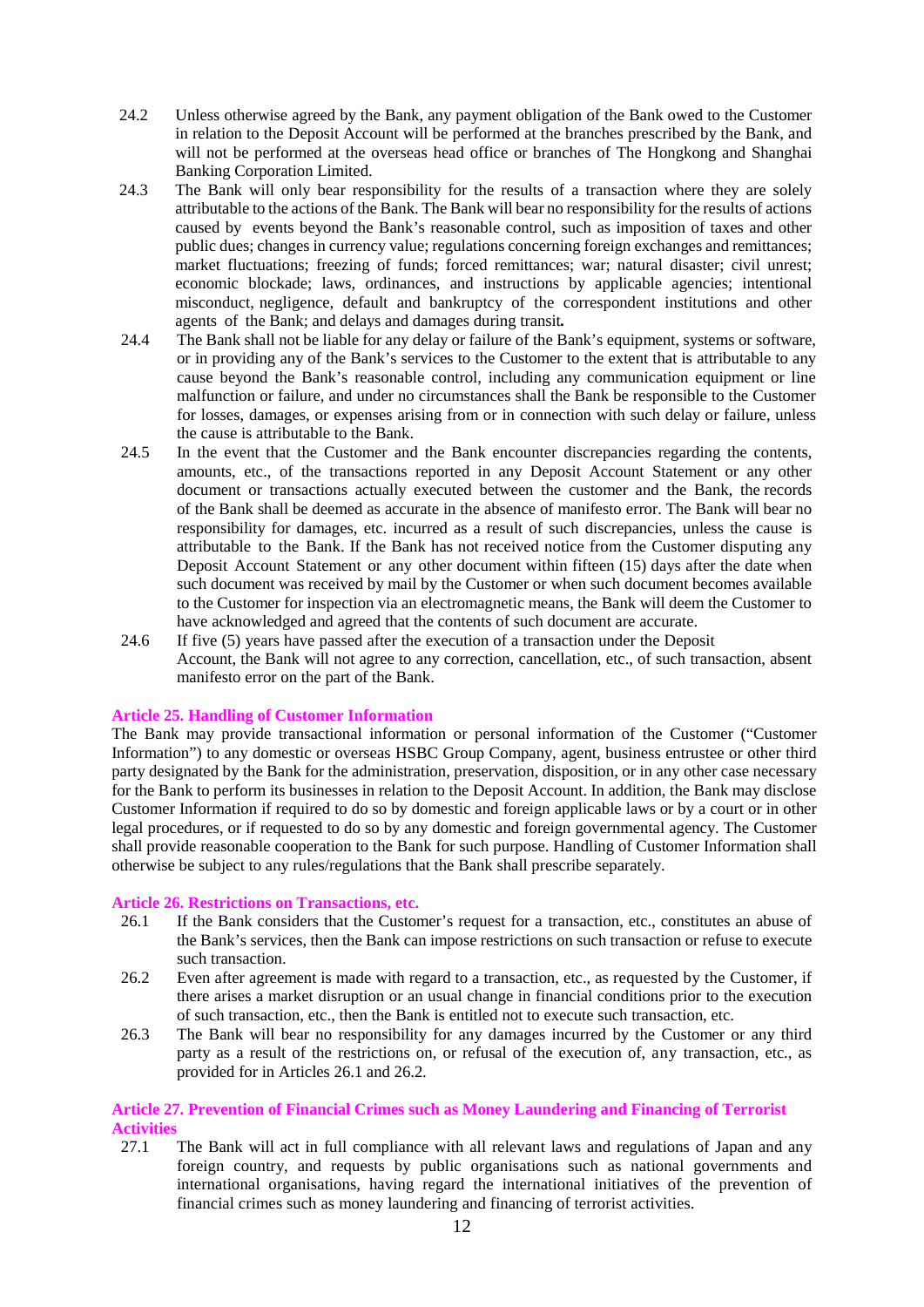24.2 Unless otherwise agreed by the Bank, any payment obligation of the Bank owed to the Customer in relation to the Deposit Account will be performed at the branches prescribed by the Bank, and will not be performed at the overseas head office or branches of The Hongkong and Shanghai Banking Corporation Limited.

24.3 The Bank will only bear responsibility for the results of a transaction where they are solely attributable to the actions of the Bank. The Bank will bear no responsibility for the results of actions caused by events beyond the Bank's reasonable control, such as imposition of taxes and other public dues; changes in currency value; regulations concerning foreign exchanges and remittances; market fluctuations; freezing of funds; forced remittances; war; natural disaster; civil unrest; economic blockade; laws, ordinances, and instructions by applicable agencies; intentional misconduct, negligence, default and bankruptcy of the correspondent institutions and other agents of the Bank; and delays and damages during transit**.**

24.4 The Bank shall not be liable for any delay or failure of the Bank's equipment, systems or software, or in providing any of the Bank's services to the Customer to the extent that is attributable to any cause beyond the Bank's reasonable control, including any communication equipment or line malfunction or failure, and under no circumstances shall the Bank be responsible to the Customer for losses, damages, or expenses arising from or in connection with such delay or failure, unless the cause is attributable to the Bank.

24.5 In the event that the Customer and the Bank encounter discrepancies regarding the contents, amounts, etc., of the transactions reported in any Deposit Account Statement or any other document or transactions actually executed between the customer and the Bank, the records of the Bank shall be deemed as accurate in the absence of manifesto error. The Bank will bear no responsibility for damages, etc. incurred as a result of such discrepancies, unless the cause is attributable to the Bank. If the Bank has not received notice from the Customer disputing any Deposit Account Statement or any other document within fifteen (15) days after the date when such document was received by mail by the Customer or when such document becomes available to the Customer for inspection via an electromagnetic means, the Bank will deem the Customer to have acknowledged and agreed that the contents of such document are accurate.

24.6 If five (5) years have passed after the execution of a transaction under the Deposit Account, the Bank will not agree to any correction, cancellation, etc., of such transaction, absent manifesto error on the part of the Bank.

### Article 25. Handling of Customer Information

The Bank may provide transactional information or personal information of the Customer ("Customer Information") to any domestic or overseas HSBC Group Company, agent, business entrustee or other third party designated by the Bank for the administration, preservation, disposition, or in any other case necessary for the Bank to perform its businesses in relation to the Deposit Account. In addition, the Bank may disclose Customer Information if required to do so by domestic and foreign applicable laws or by a court or in other legal procedures, or if requested to do so by any domestic and foreign governmental agency. The Customer shall provide reasonable cooperation to the Bank for such purpose. Handling of Customer Information shall otherwise be subject to any rules/regulations that the Bank shall prescribe separately.

### Article 26. Restrictions on Transactions, etc.

26.1 If the Bank considers that the Customer's request for a transaction, etc., constitutes an abuse of the Bank's services, then the Bank can impose restrictions on such transaction or refuse to execute such transaction.

26.2 Even after agreement is made with regard to a transaction, etc., as requested by the Customer, if there arises a market disruption or an usual change in financial conditions prior to the execution of such transaction, etc., then the Bank is entitled not to execute such transaction, etc.

26.3 The Bank will bear no responsibility for any damages incurred by the Customer or any third party as a result of the restrictions on, or refusal of the execution of, any transaction, etc., as provided for in Articles 26.1 and 26.2.

### Article 27. Prevention of Financial Crimes such as Money Laundering and Financing of Terrorist Activities

27.1 The Bank will act in full compliance with all relevant laws and regulations of Japan and any foreign country, and requests by public organisations such as national governments and international organisations, having regard the international initiatives of the prevention of financial crimes such as money laundering and financing of terrorist activities.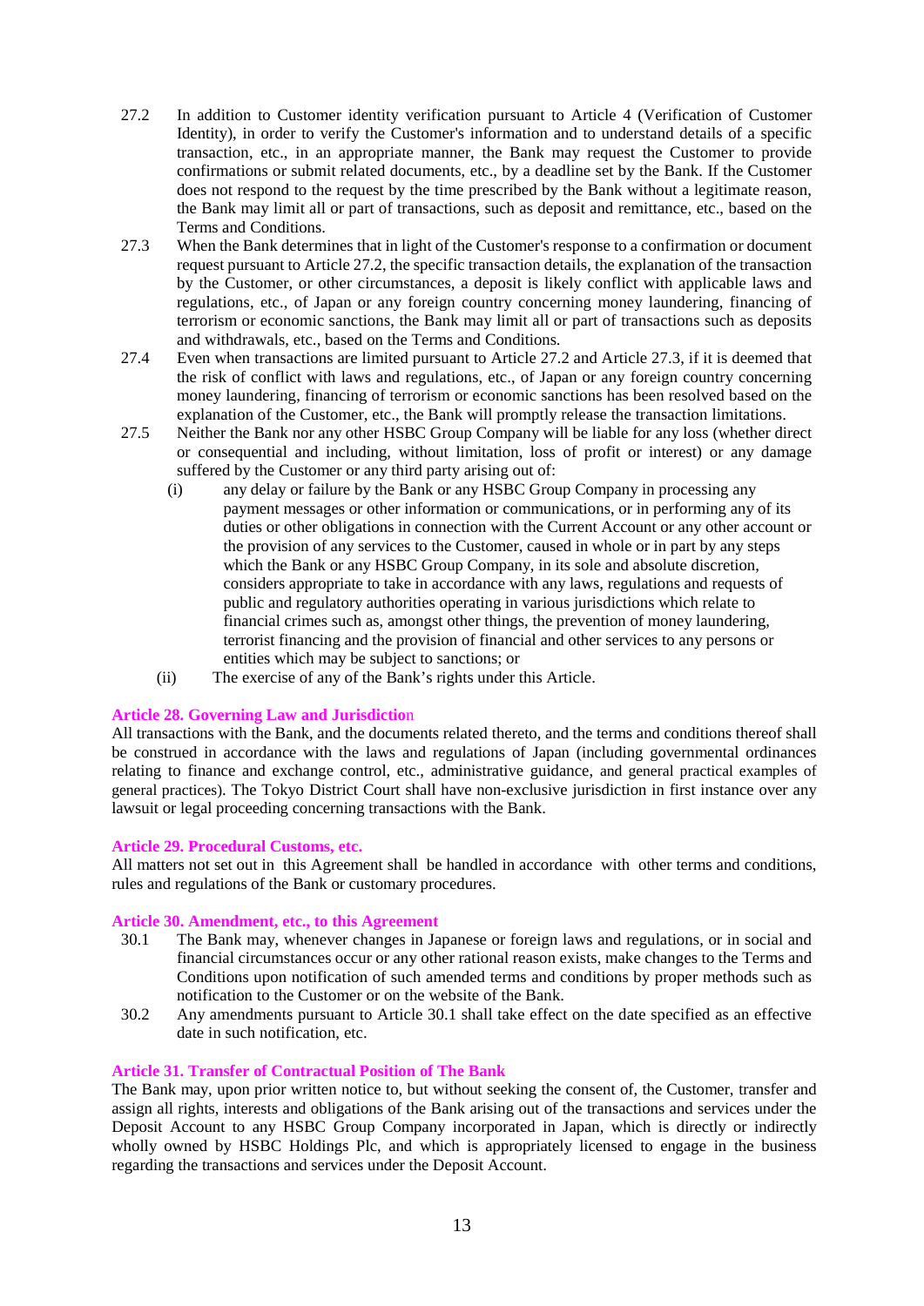27.2 In addition to Customer identity verification pursuant to Article 4 (Verification of Customer Identity), in order to verify the Customer's information and to understand details of a specific transaction, etc., in an appropriate manner, the Bank may request the Customer to provide confirmations or submit related documents, etc., by a deadline set by the Bank. If the Customer does not respond to the request by the time prescribed by the Bank without a legitimate reason, the Bank may limit all or part of transactions, such as deposit and remittance, etc., based on the Terms and Conditions.

27.3 When the Bank determines that in light of the Customer's response to a confirmation or document request pursuant to Article 27.2, the specific transaction details, the explanation of the transaction by the Customer, or other circumstances, a deposit is likely conflict with applicable laws and regulations, etc., of Japan or any foreign country concerning money laundering, financing of terrorism or economic sanctions, the Bank may limit all or part of transactions such as deposits and withdrawals, etc., based on the Terms and Conditions.

27.4 Even when transactions are limited pursuant to Article 27.2 and Article 27.3, if it is deemed that the risk of conflict with laws and regulations, etc., of Japan or any foreign country concerning money laundering, financing of terrorism or economic sanctions has been resolved based on the explanation of the Customer, etc., the Bank will promptly release the transaction limitations.

27.5 Neither the Bank nor any other HSBC Group Company will be liable for any loss (whether direct or consequential and including, without limitation, loss of profit or interest) or any damage suffered by the Customer or any third party arising out of:

(i) any delay or failure by the Bank or any HSBC Group Company in processing any payment messages or other information or communications, or in performing any of its duties or other obligations in connection with the Current Account or any other account or the provision of any services to the Customer, caused in whole or in part by any steps which the Bank or any HSBC Group Company, in its sole and absolute discretion, considers appropriate to take in accordance with any laws, regulations and requests of public and regulatory authorities operating in various jurisdictions which relate to financial crimes such as, amongst other things, the prevention of money laundering, terrorist financing and the provision of financial and other services to any persons or entities which may be subject to sanctions; or

(ii) The exercise of any of the Bank's rights under this Article.

### Article 28. Governing Law and Jurisdiction

All transactions with the Bank, and the documents related thereto, and the terms and conditions thereof shall be construed in accordance with the laws and regulations of Japan (including governmental ordinances relating to finance and exchange control, etc., administrative guidance, and general practical examples of general practices). The Tokyo District Court shall have non-exclusive jurisdiction in first instance over any lawsuit or legal proceeding concerning transactions with the Bank.

### Article 29. Procedural Customs, etc.

All matters not set out in this Agreement shall be handled in accordance with other terms and conditions, rules and regulations of the Bank or customary procedures.

### Article 30. Amendment, etc., to this Agreement

30.1 The Bank may, whenever changes in Japanese or foreign laws and regulations, or in social and financial circumstances occur or any other rational reason exists, make changes to the Terms and Conditions upon notification of such amended terms and conditions by proper methods such as notification to the Customer or on the website of the Bank.

30.2 Any amendments pursuant to Article 30.1 shall take effect on the date specified as an effective date in such notification, etc.

### Article 31. Transfer of Contractual Position of The Bank

The Bank may, upon prior written notice to, but without seeking the consent of, the Customer, transfer and assign all rights, interests and obligations of the Bank arising out of the transactions and services under the Deposit Account to any HSBC Group Company incorporated in Japan, which is directly or indirectly wholly owned by HSBC Holdings Plc, and which is appropriately licensed to engage in the business regarding the transactions and services under the Deposit Account.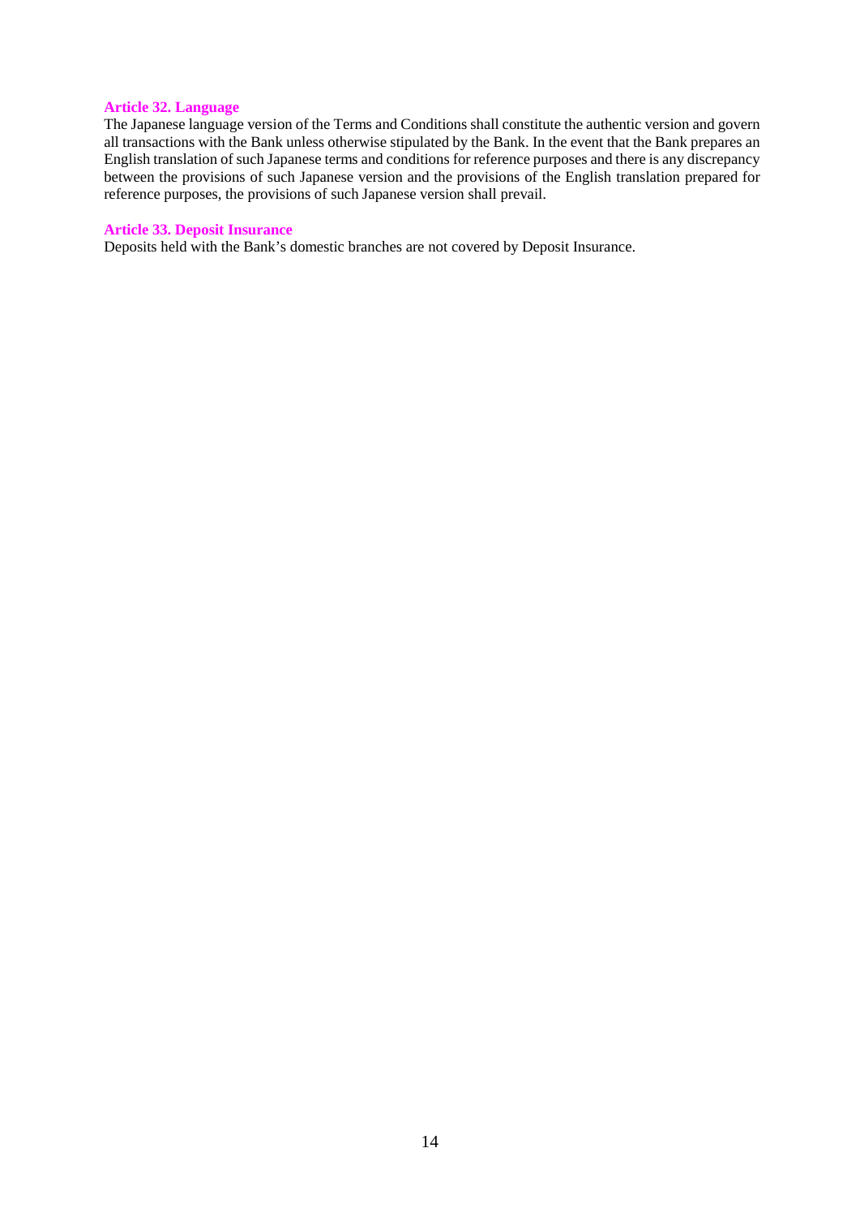#### Article 32. Language

The Japanese language version of the Terms and Conditions shall constitute the authentic version and govern all transactions with the Bank unless otherwise stipulated by the Bank. In the event that the Bank prepares an English translation of such Japanese terms and conditions for reference purposes and there is any discrepancy between the provisions of such Japanese version and the provisions of the English translation prepared for reference purposes, the provisions of such Japanese version shall prevail.

#### Article 33. Deposit Insurance

Deposits held with the Bank's domestic branches are not covered by Deposit Insurance.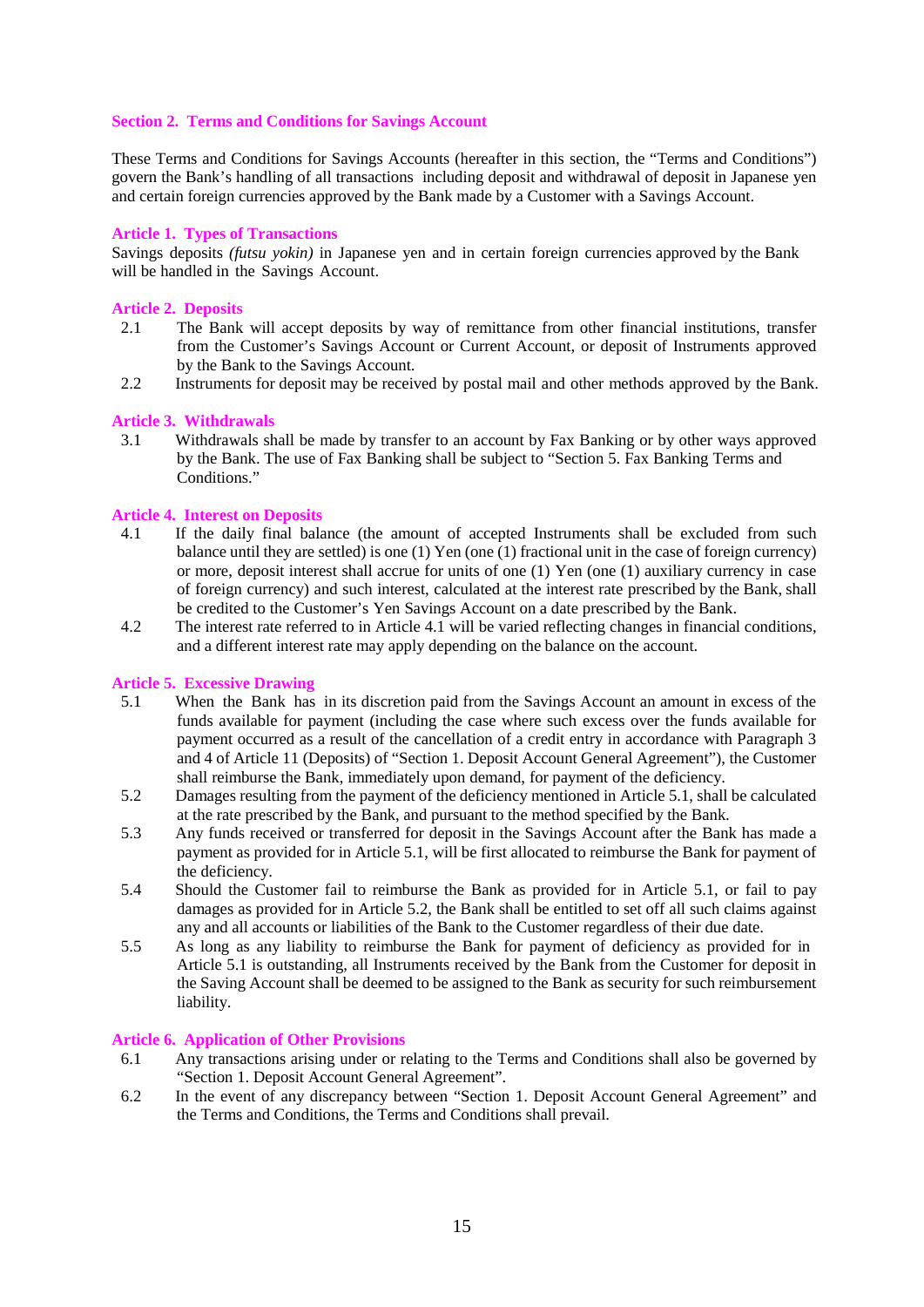## Section 2. Terms and Conditions for Savings Account

These Terms and Conditions for Savings Accounts (hereafter in this section, the "Terms and Conditions") govern the Bank's handling of all transactions including deposit and withdrawal of deposit in Japanese yen and certain foreign currencies approved by the Bank made by a Customer with a Savings Account.

### Article 1. Types of Transactions

Savings deposits *(futsu yokin)* in Japanese yen and in certain foreign currencies approved by the Bank will be handled in the Savings Account.

### Article 2. Deposits

2.1 The Bank will accept deposits by way of remittance from other financial institutions, transfer from the Customer's Savings Account or Current Account, or deposit of Instruments approved by the Bank to the Savings Account.

2.2 Instruments for deposit may be received by postal mail and other methods approved by the Bank.

### Article 3. Withdrawals

3.1 Withdrawals shall be made by transfer to an account by Fax Banking or by other ways approved by the Bank. The use of Fax Banking shall be subject to "Section 5. Fax Banking Terms and Conditions."

### Article 4. Interest on Deposits

4.1 If the daily final balance (the amount of accepted Instruments shall be excluded from such balance until they are settled) is one (1) Yen (one (1) fractional unit in the case of foreign currency) or more, deposit interest shall accrue for units of one (1) Yen (one (1) auxiliary currency in case of foreign currency) and such interest, calculated at the interest rate prescribed by the Bank, shall be credited to the Customer's Yen Savings Account on a date prescribed by the Bank.

4.2 The interest rate referred to in Article 4.1 will be varied reflecting changes in financial conditions, and a different interest rate may apply depending on the balance on the account.

### Article 5. Excessive Drawing

5.1 When the Bank has in its discretion paid from the Savings Account an amount in excess of the funds available for payment (including the case where such excess over the funds available for payment occurred as a result of the cancellation of a credit entry in accordance with Paragraph 3 and 4 of Article 11 (Deposits) of "Section 1. Deposit Account General Agreement"), the Customer shall reimburse the Bank, immediately upon demand, for payment of the deficiency.

5.2 Damages resulting from the payment of the deficiency mentioned in Article 5.1, shall be calculated at the rate prescribed by the Bank, and pursuant to the method specified by the Bank.

5.3 Any funds received or transferred for deposit in the Savings Account after the Bank has made a payment as provided for in Article 5.1, will be first allocated to reimburse the Bank for payment of the deficiency.

5.4 Should the Customer fail to reimburse the Bank as provided for in Article 5.1, or fail to pay damages as provided for in Article 5.2, the Bank shall be entitled to set off all such claims against any and all accounts or liabilities of the Bank to the Customer regardless of their due date.

5.5 As long as any liability to reimburse the Bank for payment of deficiency as provided for in Article 5.1 is outstanding, all Instruments received by the Bank from the Customer for deposit in the Saving Account shall be deemed to be assigned to the Bank as security for such reimbursement liability.

### Article 6. Application of Other Provisions

6.1 Any transactions arising under or relating to the Terms and Conditions shall also be governed by "Section 1. Deposit Account General Agreement".

6.2 In the event of any discrepancy between "Section 1. Deposit Account General Agreement" and the Terms and Conditions, the Terms and Conditions shall prevail.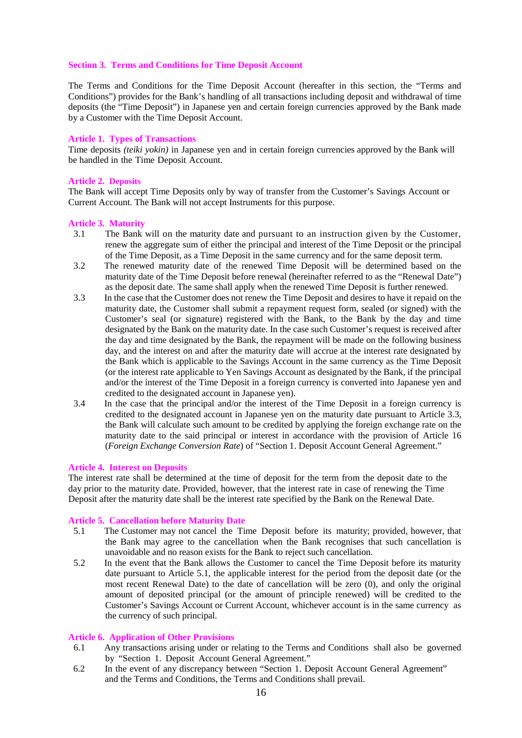## Section 3. Terms and Conditions for Time Deposit Account

The Terms and Conditions for the Time Deposit Account (hereafter in this section, the "Terms and Conditions") provides for the Bank's handling of all transactions including deposit and withdrawal of time deposits (the "Time Deposit") in Japanese yen and certain foreign currencies approved by the Bank made by a Customer with the Time Deposit Account.

### Article 1. Types of Transactions

Time deposits *(teiki yokin)* in Japanese yen and in certain foreign currencies approved by the Bank will be handled in the Time Deposit Account.

### Article 2. Deposits

The Bank will accept Time Deposits only by way of transfer from the Customer's Savings Account or Current Account. The Bank will not accept Instruments for this purpose.

### Article 3. Maturity

3.1 The Bank will on the maturity date and pursuant to an instruction given by the Customer, renew the aggregate sum of either the principal and interest of the Time Deposit or the principal of the Time Deposit, as a Time Deposit in the same currency and for the same deposit term.

3.2 The renewed maturity date of the renewed Time Deposit will be determined based on the maturity date of the Time Deposit before renewal (hereinafter referred to as the "Renewal Date") as the deposit date. The same shall apply when the renewed Time Deposit is further renewed.

3.3 In the case that the Customer does not renew the Time Deposit and desires to have it repaid on the maturity date, the Customer shall submit a repayment request form, sealed (or signed) with the Customer's seal (or signature) registered with the Bank, to the Bank by the day and time designated by the Bank on the maturity date. In the case such Customer's request is received after the day and time designated by the Bank, the repayment will be made on the following business day, and the interest on and after the maturity date will accrue at the interest rate designated by the Bank which is applicable to the Savings Account in the same currency as the Time Deposit (or the interest rate applicable to Yen Savings Account as designated by the Bank, if the principal and/or the interest of the Time Deposit in a foreign currency is converted into Japanese yen and credited to the designated account in Japanese yen).

3.4 In the case that the principal and/or the interest of the Time Deposit in a foreign currency is credited to the designated account in Japanese yen on the maturity date pursuant to Article 3.3, the Bank will calculate such amount to be credited by applying the foreign exchange rate on the maturity date to the said principal or interest in accordance with the provision of Article 16 (*Foreign Exchange Conversion Rate*) of "Section 1. Deposit Account General Agreement."

### Article 4. Interest on Deposits

The interest rate shall be determined at the time of deposit for the term from the deposit date to the day prior to the maturity date. Provided, however, that the interest rate in case of renewing the Time Deposit after the maturity date shall be the interest rate specified by the Bank on the Renewal Date.

### Article 5. Cancellation before Maturity Date

5.1 The Customer may not cancel the Time Deposit before its maturity; provided, however, that the Bank may agree to the cancellation when the Bank recognises that such cancellation is unavoidable and no reason exists for the Bank to reject such cancellation.

5.2 In the event that the Bank allows the Customer to cancel the Time Deposit before its maturity date pursuant to Article 5.1, the applicable interest for the period from the deposit date (or the most recent Renewal Date) to the date of cancellation will be zero (0), and only the original amount of deposited principal (or the amount of principle renewed) will be credited to the Customer's Savings Account or Current Account, whichever account is in the same currency as the currency of such principal.

### Article 6. Application of Other Provisions

6.1 Any transactions arising under or relating to the Terms and Conditions shall also be governed by "Section 1. Deposit Account General Agreement."

6.2 In the event of any discrepancy between "Section 1. Deposit Account General Agreement" and the Terms and Conditions, the Terms and Conditions shall prevail.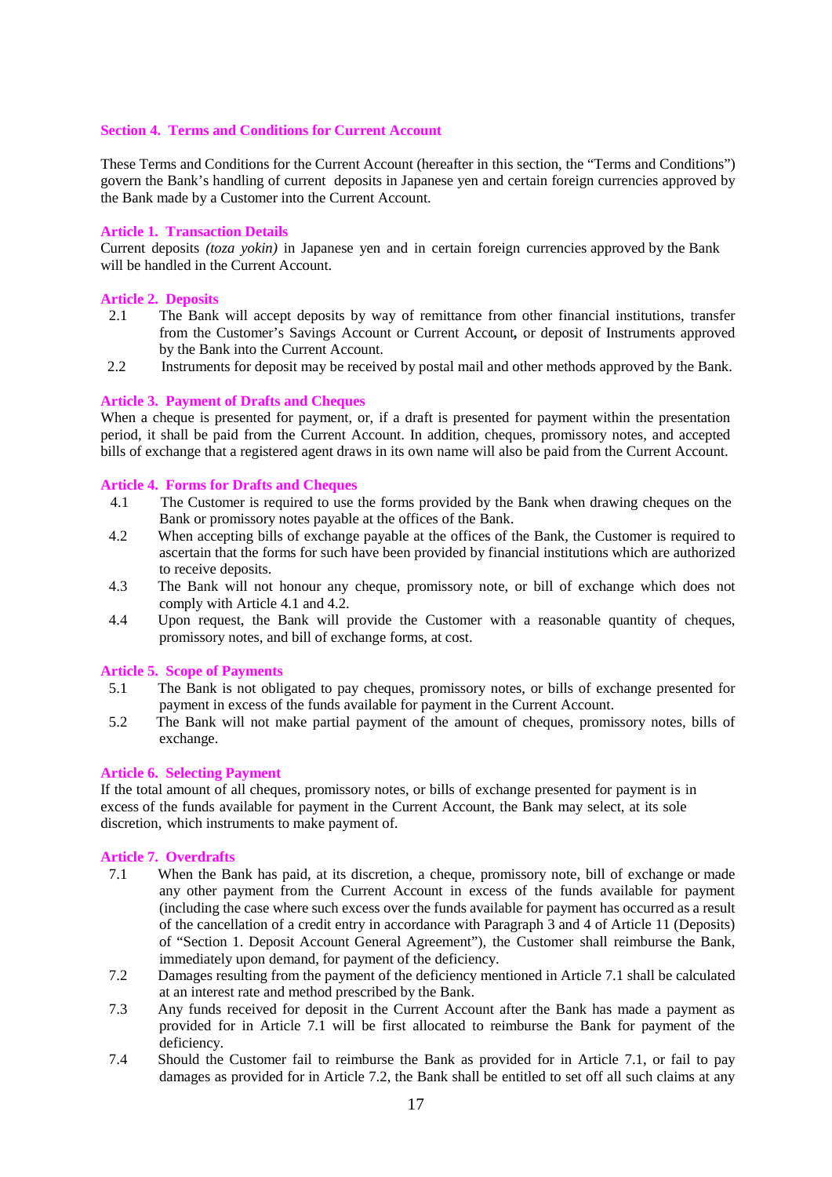## Section 4. Terms and Conditions for Current Account

These Terms and Conditions for the Current Account (hereafter in this section, the "Terms and Conditions") govern the Bank's handling of current deposits in Japanese yen and certain foreign currencies approved by the Bank made by a Customer into the Current Account.

### Article 1. Transaction Details

Current deposits *(toza yokin)* in Japanese yen and in certain foreign currencies approved by the Bank will be handled in the Current Account.

### Article 2. Deposits

2.1 The Bank will accept deposits by way of remittance from other financial institutions, transfer from the Customer's Savings Account or Current Account**,** or deposit of Instruments approved by the Bank into the Current Account.

2.2 Instruments for deposit may be received by postal mail and other methods approved by the Bank.

### Article 3. Payment of Drafts and Cheques

When a cheque is presented for payment, or, if a draft is presented for payment within the presentation period, it shall be paid from the Current Account. In addition, cheques, promissory notes, and accepted bills of exchange that a registered agent draws in its own name will also be paid from the Current Account.

### Article 4. Forms for Drafts and Cheques

4.1 The Customer is required to use the forms provided by the Bank when drawing cheques on the Bank or promissory notes payable at the offices of the Bank.

4.2 When accepting bills of exchange payable at the offices of the Bank, the Customer is required to ascertain that the forms for such have been provided by financial institutions which are authorized to receive deposits.

4.3 The Bank will not honour any cheque, promissory note, or bill of exchange which does not comply with Article 4.1 and 4.2.

4.4 Upon request, the Bank will provide the Customer with a reasonable quantity of cheques, promissory notes, and bill of exchange forms, at cost.

### Article 5. Scope of Payments

5.1 The Bank is not obligated to pay cheques, promissory notes, or bills of exchange presented for payment in excess of the funds available for payment in the Current Account.

5.2 The Bank will not make partial payment of the amount of cheques, promissory notes, bills of exchange.

### Article 6. Selecting Payment

If the total amount of all cheques, promissory notes, or bills of exchange presented for payment is in excess of the funds available for payment in the Current Account, the Bank may select, at its sole discretion, which instruments to make payment of.

### Article 7. Overdrafts

7.1 When the Bank has paid, at its discretion, a cheque, promissory note, bill of exchange or made any other payment from the Current Account in excess of the funds available for payment (including the case where such excess over the funds available for payment has occurred as a result of the cancellation of a credit entry in accordance with Paragraph 3 and 4 of Article 11 (Deposits) of "Section 1. Deposit Account General Agreement"), the Customer shall reimburse the Bank, immediately upon demand, for payment of the deficiency.

7.2 Damages resulting from the payment of the deficiency mentioned in Article 7.1 shall be calculated at an interest rate and method prescribed by the Bank.

7.3 Any funds received for deposit in the Current Account after the Bank has made a payment as provided for in Article 7.1 will be first allocated to reimburse the Bank for payment of the deficiency.

7.4 Should the Customer fail to reimburse the Bank as provided for in Article 7.1, or fail to pay damages as provided for in Article 7.2, the Bank shall be entitled to set off all such claims at any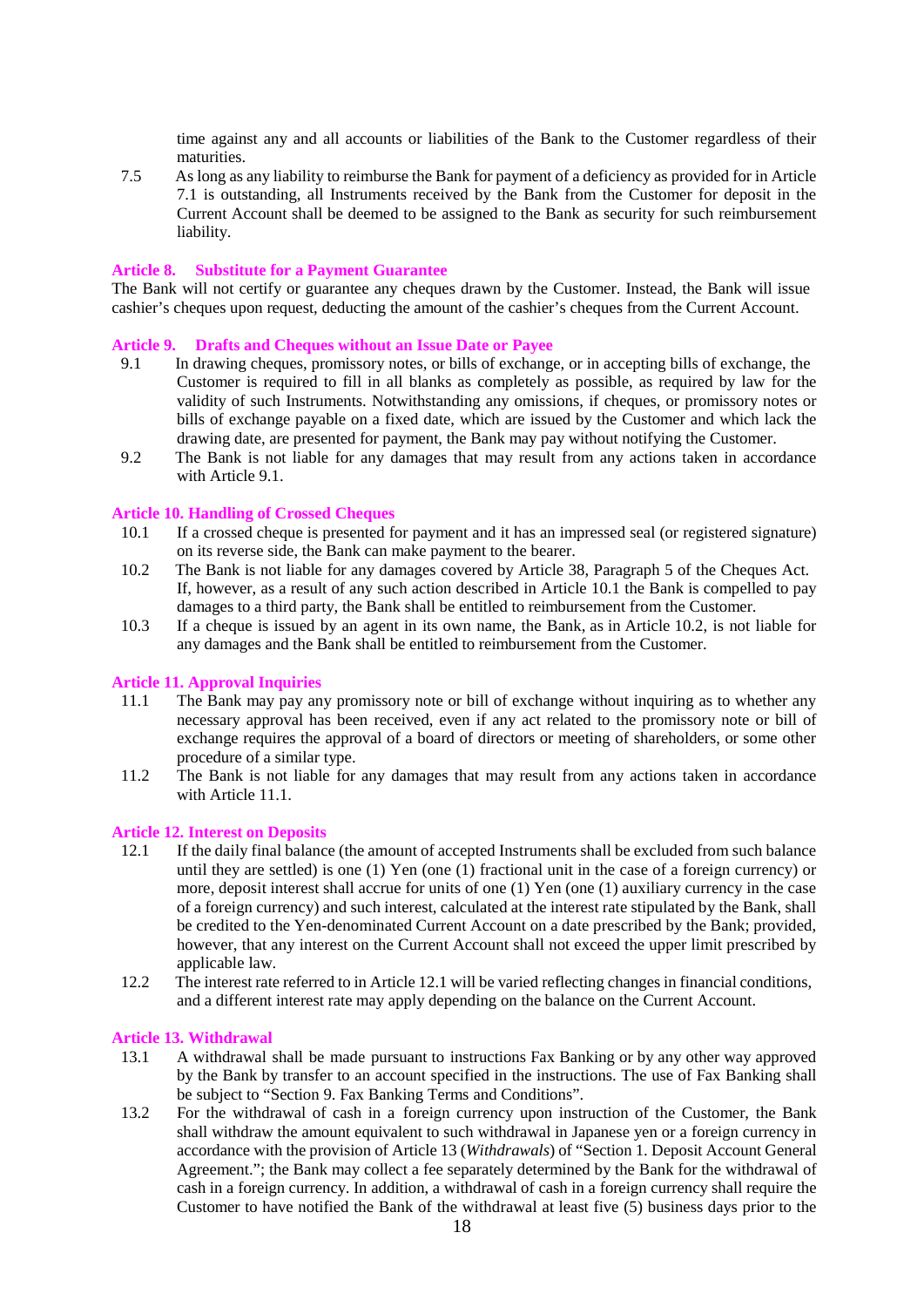time against any and all accounts or liabilities of the Bank to the Customer regardless of their maturities.

7.5 As long as any liability to reimburse the Bank for payment of a deficiency as provided for in Article 7.1 is outstanding, all Instruments received by the Bank from the Customer for deposit in the Current Account shall be deemed to be assigned to the Bank as security for such reimbursement liability.

### Article 8. Substitute for a Payment Guarantee

The Bank will not certify or guarantee any cheques drawn by the Customer. Instead, the Bank will issue cashier's cheques upon request, deducting the amount of the cashier's cheques from the Current Account.

### Article 9. Drafts and Cheques without an Issue Date or Payee

9.1 In drawing cheques, promissory notes, or bills of exchange, or in accepting bills of exchange, the Customer is required to fill in all blanks as completely as possible, as required by law for the validity of such Instruments. Notwithstanding any omissions, if cheques, or promissory notes or bills of exchange payable on a fixed date, which are issued by the Customer and which lack the drawing date, are presented for payment, the Bank may pay without notifying the Customer.

9.2 The Bank is not liable for any damages that may result from any actions taken in accordance with Article 9.1.

### Article 10. Handling of Crossed Cheques

10.1 If a crossed cheque is presented for payment and it has an impressed seal (or registered signature) on its reverse side, the Bank can make payment to the bearer.

10.2 The Bank is not liable for any damages covered by Article 38, Paragraph 5 of the Cheques Act. If, however, as a result of any such action described in Article 10.1 the Bank is compelled to pay damages to a third party, the Bank shall be entitled to reimbursement from the Customer.

10.3 If a cheque is issued by an agent in its own name, the Bank, as in Article 10.2, is not liable for any damages and the Bank shall be entitled to reimbursement from the Customer.

### Article 11. Approval Inquiries

11.1 The Bank may pay any promissory note or bill of exchange without inquiring as to whether any necessary approval has been received, even if any act related to the promissory note or bill of exchange requires the approval of a board of directors or meeting of shareholders, or some other procedure of a similar type.

11.2 The Bank is not liable for any damages that may result from any actions taken in accordance with Article 11.1.

### Article 12. Interest on Deposits

12.1 If the daily final balance (the amount of accepted Instruments shall be excluded from such balance until they are settled) is one (1) Yen (one (1) fractional unit in the case of a foreign currency) or more, deposit interest shall accrue for units of one (1) Yen (one (1) auxiliary currency in the case of a foreign currency) and such interest, calculated at the interest rate stipulated by the Bank, shall be credited to the Yen-denominated Current Account on a date prescribed by the Bank; provided, however, that any interest on the Current Account shall not exceed the upper limit prescribed by applicable law.

12.2 The interest rate referred to in Article 12.1 will be varied reflecting changes in financial conditions, and a different interest rate may apply depending on the balance on the Current Account.

### Article 13. Withdrawal

13.1 A withdrawal shall be made pursuant to instructions Fax Banking or by any other way approved by the Bank by transfer to an account specified in the instructions. The use of Fax Banking shall be subject to "Section 9. Fax Banking Terms and Conditions".

13.2 For the withdrawal of cash in a foreign currency upon instruction of the Customer, the Bank shall withdraw the amount equivalent to such withdrawal in Japanese yen or a foreign currency in accordance with the provision of Article 13 (*Withdrawals*) of "Section 1. Deposit Account General Agreement."; the Bank may collect a fee separately determined by the Bank for the withdrawal of cash in a foreign currency. In addition, a withdrawal of cash in a foreign currency shall require the Customer to have notified the Bank of the withdrawal at least five (5) business days prior to the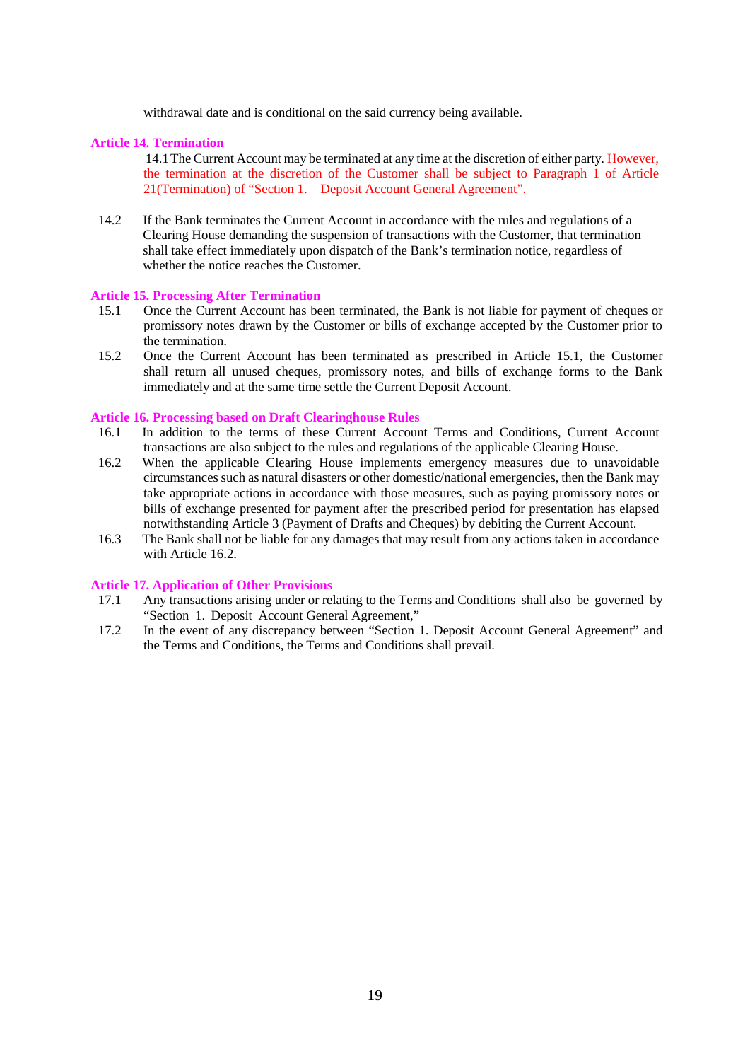withdrawal date and is conditional on the said currency being available.

## Article 14. Termination

14.1 The Current Account may be terminated at any time at the discretion of either party. However, the termination at the discretion of the Customer shall be subject to Paragraph 1 of Article 21(Termination) of "Section 1. Deposit Account General Agreement".

14.2 If the Bank terminates the Current Account in accordance with the rules and regulations of a Clearing House demanding the suspension of transactions with the Customer, that termination shall take effect immediately upon dispatch of the Bank's termination notice, regardless of whether the notice reaches the Customer.

## Article 15. Processing After Termination

15.1 Once the Current Account has been terminated, the Bank is not liable for payment of cheques or promissory notes drawn by the Customer or bills of exchange accepted by the Customer prior to the termination.

15.2 Once the Current Account has been terminated as prescribed in Article 15.1, the Customer shall return all unused cheques, promissory notes, and bills of exchange forms to the Bank immediately and at the same time settle the Current Deposit Account.

## Article 16. Processing based on Draft Clearinghouse Rules

16.1 In addition to the terms of these Current Account Terms and Conditions, Current Account transactions are also subject to the rules and regulations of the applicable Clearing House.

16.2 When the applicable Clearing House implements emergency measures due to unavoidable circumstances such as natural disasters or other domestic/national emergencies, then the Bank may take appropriate actions in accordance with those measures, such as paying promissory notes or bills of exchange presented for payment after the prescribed period for presentation has elapsed notwithstanding Article 3 (Payment of Drafts and Cheques) by debiting the Current Account.

16.3 The Bank shall not be liable for any damages that may result from any actions taken in accordance with Article 16.2.

## Article 17. Application of Other Provisions

17.1 Any transactions arising under or relating to the Terms and Conditions shall also be governed by "Section 1. Deposit Account General Agreement,"

17.2 In the event of any discrepancy between "Section 1. Deposit Account General Agreement" and the Terms and Conditions, the Terms and Conditions shall prevail.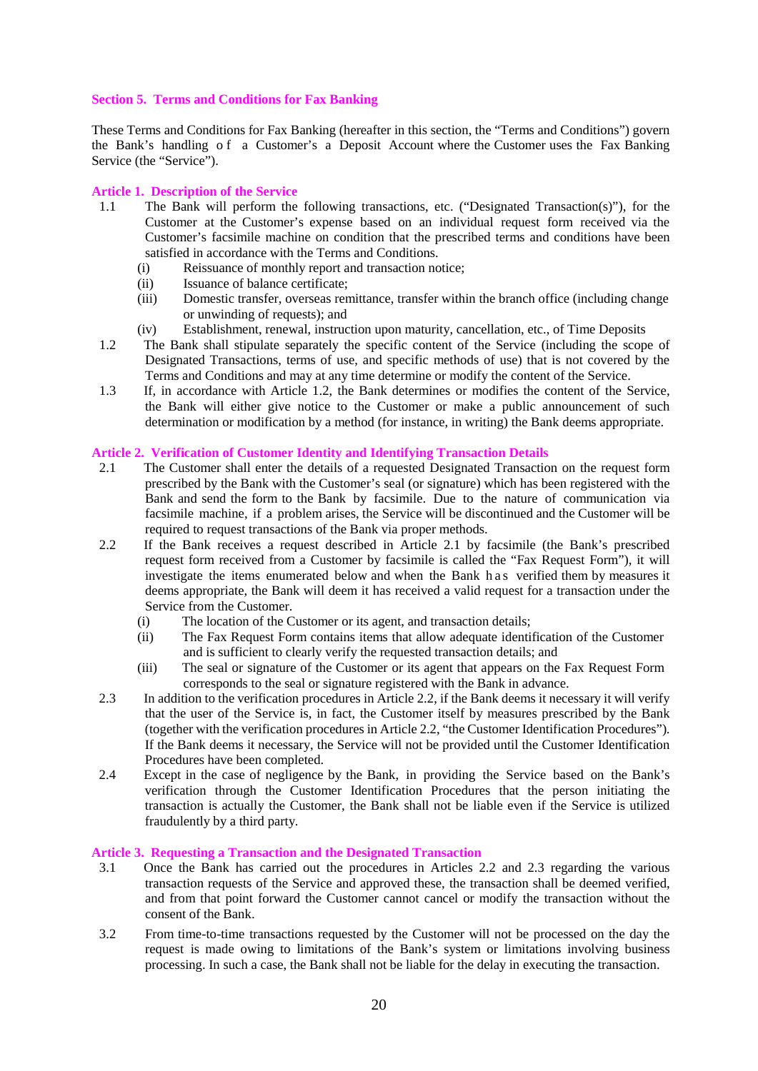## Section 5. Terms and Conditions for Fax Banking

These Terms and Conditions for Fax Banking (hereafter in this section, the "Terms and Conditions") govern the Bank's handling of a Customer's a Deposit Account where the Customer uses the Fax Banking Service (the "Service").

### Article 1. Description of the Service

1.1 The Bank will perform the following transactions, etc. ("Designated Transaction(s)"), for the Customer at the Customer's expense based on an individual request form received via the Customer's facsimile machine on condition that the prescribed terms and conditions have been satisfied in accordance with the Terms and Conditions.

- (i) Reissuance of monthly report and transaction notice;
- (ii) Issuance of balance certificate;
- (iii) Domestic transfer, overseas remittance, transfer within the branch office (including change or unwinding of requests); and
- (iv) Establishment, renewal, instruction upon maturity, cancellation, etc., of Time Deposits

1.2 The Bank shall stipulate separately the specific content of the Service (including the scope of Designated Transactions, terms of use, and specific methods of use) that is not covered by the Terms and Conditions and may at any time determine or modify the content of the Service.

1.3 If, in accordance with Article 1.2, the Bank determines or modifies the content of the Service, the Bank will either give notice to the Customer or make a public announcement of such determination or modification by a method (for instance, in writing) the Bank deems appropriate.

### Article 2. Verification of Customer Identity and Identifying Transaction Details

2.1 The Customer shall enter the details of a requested Designated Transaction on the request form prescribed by the Bank with the Customer's seal (or signature) which has been registered with the Bank and send the form to the Bank by facsimile. Due to the nature of communication via facsimile machine, if a problem arises, the Service will be discontinued and the Customer will be required to request transactions of the Bank via proper methods.

2.2 If the Bank receives a request described in Article 2.1 by facsimile (the Bank's prescribed request form received from a Customer by facsimile is called the "Fax Request Form"), it will investigate the items enumerated below and when the Bank has verified them by measures it deems appropriate, the Bank will deem it has received a valid request for a transaction under the Service from the Customer.

- (i) The location of the Customer or its agent, and transaction details;
- (ii) The Fax Request Form contains items that allow adequate identification of the Customer and is sufficient to clearly verify the requested transaction details; and
- (iii) The seal or signature of the Customer or its agent that appears on the Fax Request Form corresponds to the seal or signature registered with the Bank in advance.

2.3 In addition to the verification procedures in Article 2.2, if the Bank deems it necessary it will verify that the user of the Service is, in fact, the Customer itself by measures prescribed by the Bank (together with the verification procedures in Article 2.2, "the Customer Identification Procedures"). If the Bank deems it necessary, the Service will not be provided until the Customer Identification Procedures have been completed.

2.4 Except in the case of negligence by the Bank, in providing the Service based on the Bank's verification through the Customer Identification Procedures that the person initiating the transaction is actually the Customer, the Bank shall not be liable even if the Service is utilized fraudulently by a third party.

### Article 3. Requesting a Transaction and the Designated Transaction

3.1 Once the Bank has carried out the procedures in Articles 2.2 and 2.3 regarding the various transaction requests of the Service and approved these, the transaction shall be deemed verified, and from that point forward the Customer cannot cancel or modify the transaction without the consent of the Bank.

3.2 From time-to-time transactions requested by the Customer will not be processed on the day the request is made owing to limitations of the Bank's system or limitations involving business processing. In such a case, the Bank shall not be liable for the delay in executing the transaction.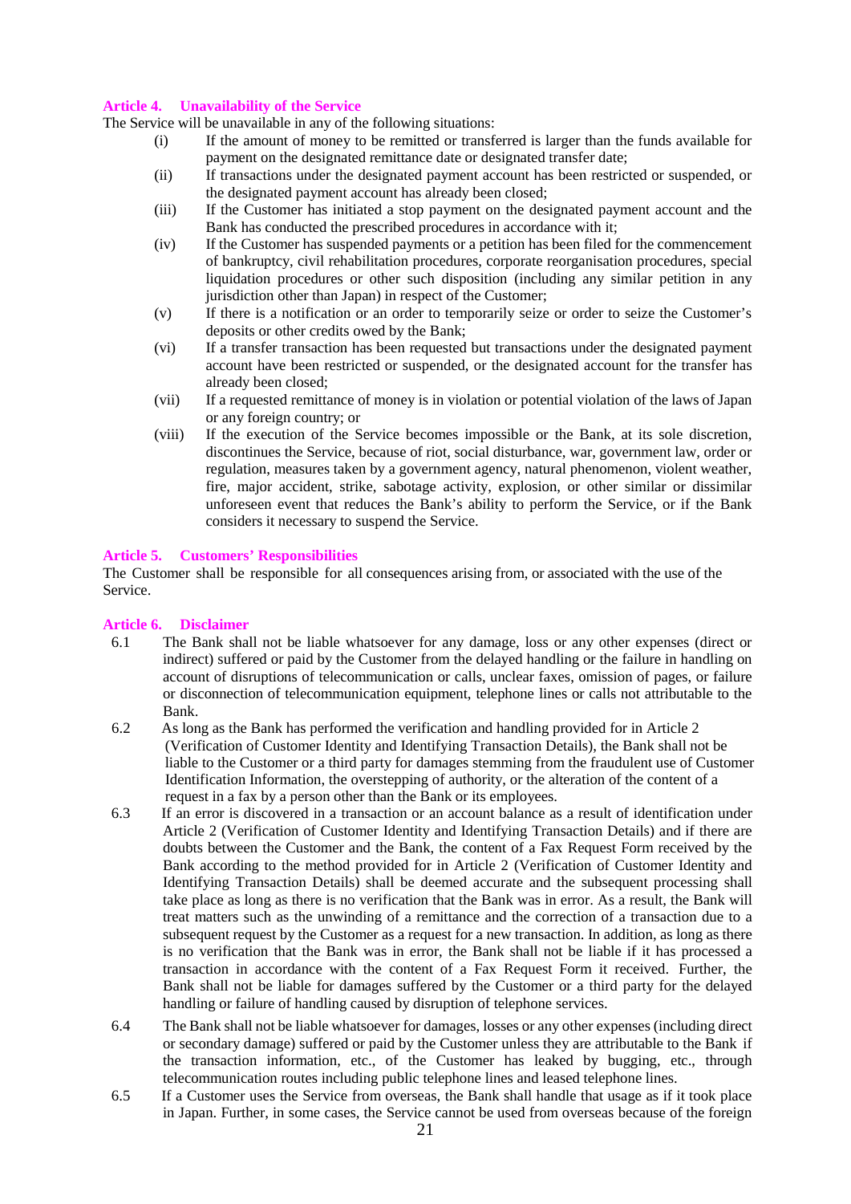### Article 4. Unavailability of the Service

The Service will be unavailable in any of the following situations:

(i) If the amount of money to be remitted or transferred is larger than the funds available for payment on the designated remittance date or designated transfer date;

(ii) If transactions under the designated payment account has been restricted or suspended, or the designated payment account has already been closed;

(iii) If the Customer has initiated a stop payment on the designated payment account and the Bank has conducted the prescribed procedures in accordance with it;

(iv) If the Customer has suspended payments or a petition has been filed for the commencement of bankruptcy, civil rehabilitation procedures, corporate reorganisation procedures, special liquidation procedures or other such disposition (including any similar petition in any jurisdiction other than Japan) in respect of the Customer;

(v) If there is a notification or an order to temporarily seize or order to seize the Customer's deposits or other credits owed by the Bank;

(vi) If a transfer transaction has been requested but transactions under the designated payment account have been restricted or suspended, or the designated account for the transfer has already been closed;

(vii) If a requested remittance of money is in violation or potential violation of the laws of Japan or any foreign country; or

(viii) If the execution of the Service becomes impossible or the Bank, at its sole discretion, discontinues the Service, because of riot, social disturbance, war, government law, order or regulation, measures taken by a government agency, natural phenomenon, violent weather, fire, major accident, strike, sabotage activity, explosion, or other similar or dissimilar unforeseen event that reduces the Bank's ability to perform the Service, or if the Bank considers it necessary to suspend the Service.

### Article 5. Customers' Responsibilities

The Customer shall be responsible for all consequences arising from, or associated with the use of the Service.

### Article 6. Disclaimer

6.1 The Bank shall not be liable whatsoever for any damage, loss or any other expenses (direct or indirect) suffered or paid by the Customer from the delayed handling or the failure in handling on account of disruptions of telecommunication or calls, unclear faxes, omission of pages, or failure or disconnection of telecommunication equipment, telephone lines or calls not attributable to the Bank.

6.2 As long as the Bank has performed the verification and handling provided for in Article 2 (Verification of Customer Identity and Identifying Transaction Details), the Bank shall not be liable to the Customer or a third party for damages stemming from the fraudulent use of Customer Identification Information, the overstepping of authority, or the alteration of the content of a request in a fax by a person other than the Bank or its employees.

6.3 If an error is discovered in a transaction or an account balance as a result of identification under Article 2 (Verification of Customer Identity and Identifying Transaction Details) and if there are doubts between the Customer and the Bank, the content of a Fax Request Form received by the Bank according to the method provided for in Article 2 (Verification of Customer Identity and Identifying Transaction Details) shall be deemed accurate and the subsequent processing shall take place as long as there is no verification that the Bank was in error. As a result, the Bank will treat matters such as the unwinding of a remittance and the correction of a transaction due to a subsequent request by the Customer as a request for a new transaction. In addition, as long as there is no verification that the Bank was in error, the Bank shall not be liable if it has processed a transaction in accordance with the content of a Fax Request Form it received. Further, the Bank shall not be liable for damages suffered by the Customer or a third party for the delayed handling or failure of handling caused by disruption of telephone services.

6.4 The Bank shall not be liable whatsoever for damages, losses or any other expenses (including direct or secondary damage) suffered or paid by the Customer unless they are attributable to the Bank if the transaction information, etc., of the Customer has leaked by bugging, etc., through telecommunication routes including public telephone lines and leased telephone lines.

6.5 If a Customer uses the Service from overseas, the Bank shall handle that usage as if it took place in Japan. Further, in some cases, the Service cannot be used from overseas because of the foreign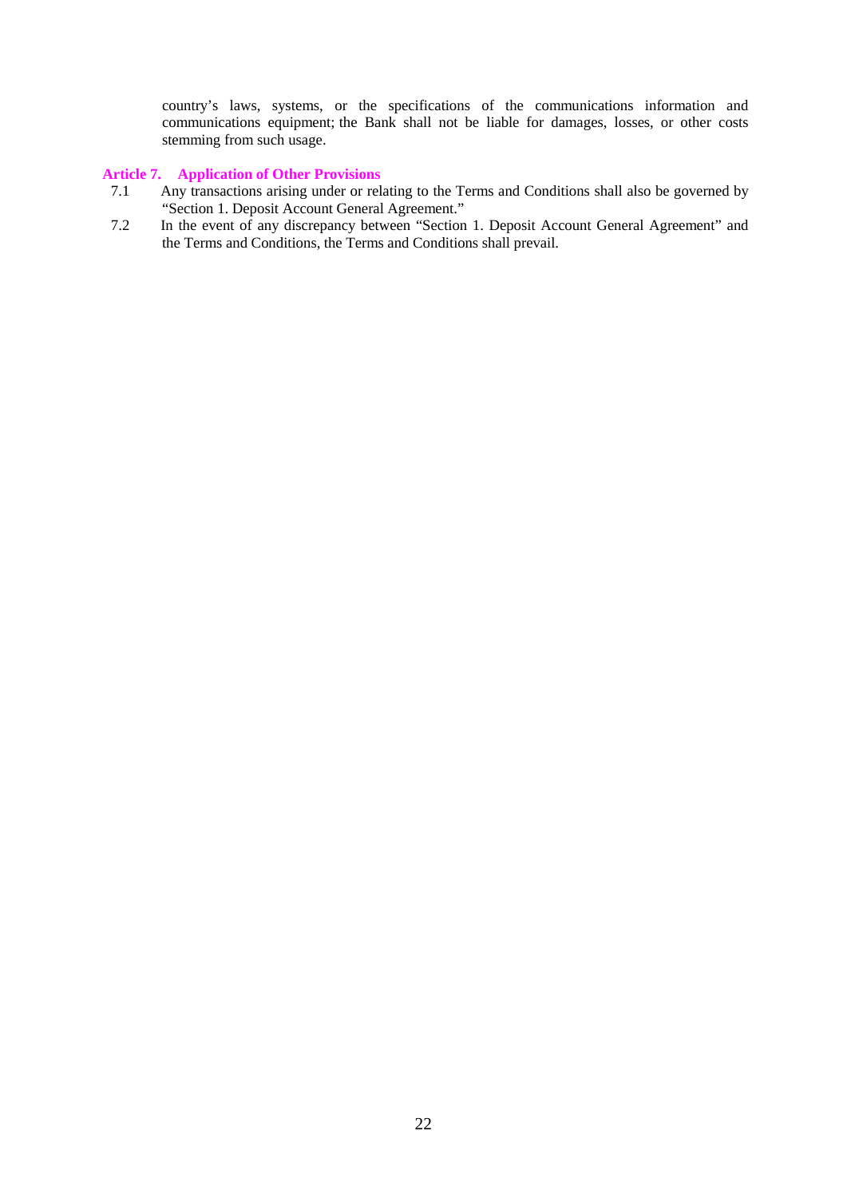country's laws, systems, or the specifications of the communications information and communications equipment; the Bank shall not be liable for damages, losses, or other costs stemming from such usage.

### Article 7. Application of Other Provisions

7.1 Any transactions arising under or relating to the Terms and Conditions shall also be governed by "Section 1. Deposit Account General Agreement."

7.2 In the event of any discrepancy between "Section 1. Deposit Account General Agreement" and the Terms and Conditions, the Terms and Conditions shall prevail.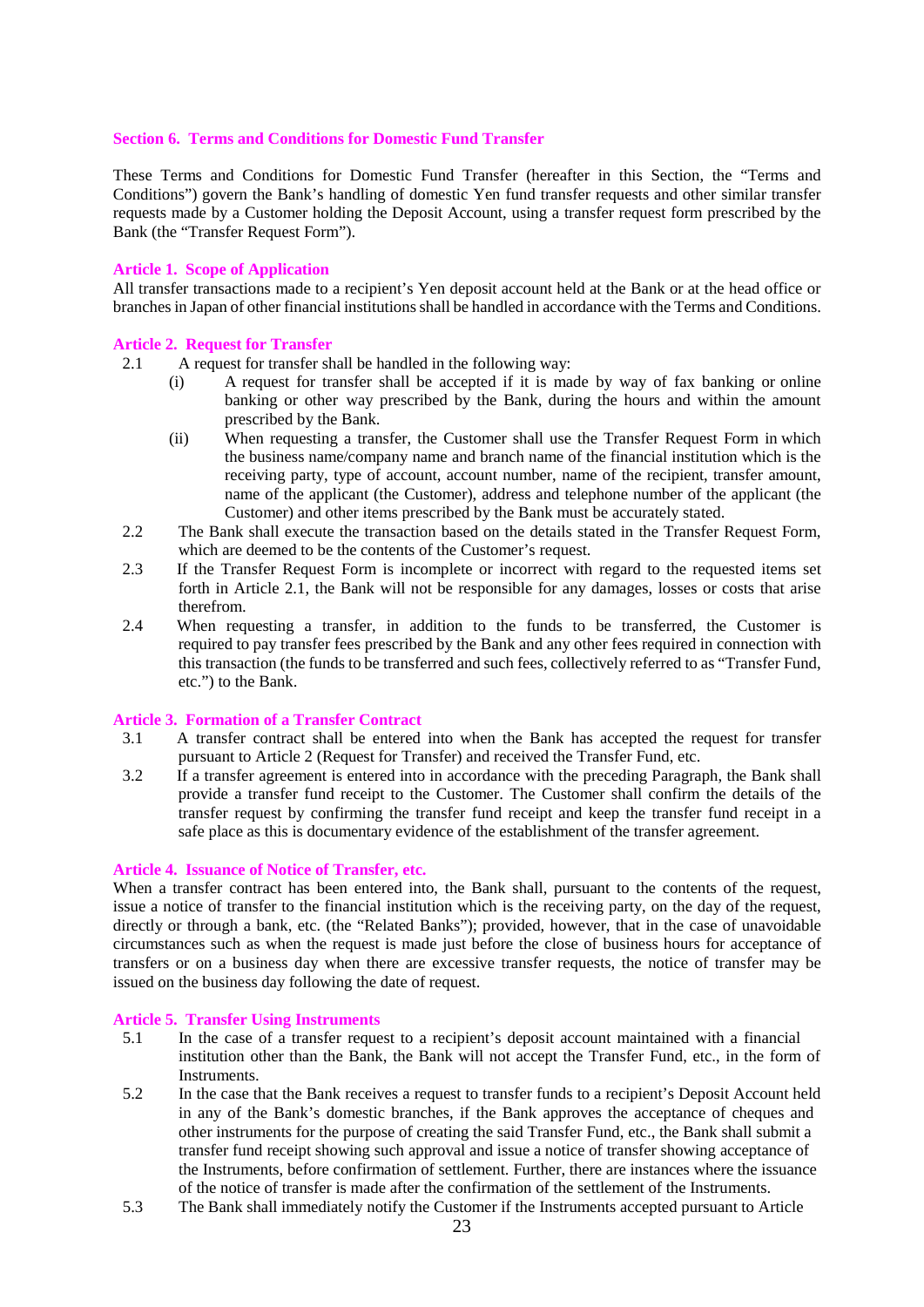## Section 6. Terms and Conditions for Domestic Fund Transfer

These Terms and Conditions for Domestic Fund Transfer (hereafter in this Section, the "Terms and Conditions") govern the Bank's handling of domestic Yen fund transfer requests and other similar transfer requests made by a Customer holding the Deposit Account, using a transfer request form prescribed by the Bank (the "Transfer Request Form").

### Article 1. Scope of Application

All transfer transactions made to a recipient's Yen deposit account held at the Bank or at the head office or branches in Japan of other financial institutions shall be handled in accordance with the Terms and Conditions.

### Article 2. Request for Transfer

2.1 A request for transfer shall be handled in the following way:

- (i) A request for transfer shall be accepted if it is made by way of fax banking or online banking or other way prescribed by the Bank, during the hours and within the amount prescribed by the Bank.
- (ii) When requesting a transfer, the Customer shall use the Transfer Request Form in which the business name/company name and branch name of the financial institution which is the receiving party, type of account, account number, name of the recipient, transfer amount, name of the applicant (the Customer), address and telephone number of the applicant (the Customer) and other items prescribed by the Bank must be accurately stated.

2.2 The Bank shall execute the transaction based on the details stated in the Transfer Request Form, which are deemed to be the contents of the Customer's request.

2.3 If the Transfer Request Form is incomplete or incorrect with regard to the requested items set forth in Article 2.1, the Bank will not be responsible for any damages, losses or costs that arise therefrom.

2.4 When requesting a transfer, in addition to the funds to be transferred, the Customer is required to pay transfer fees prescribed by the Bank and any other fees required in connection with this transaction (the funds to be transferred and such fees, collectively referred to as "Transfer Fund, etc.") to the Bank.

### Article 3. Formation of a Transfer Contract

3.1 A transfer contract shall be entered into when the Bank has accepted the request for transfer pursuant to Article 2 (Request for Transfer) and received the Transfer Fund, etc.

3.2 If a transfer agreement is entered into in accordance with the preceding Paragraph, the Bank shall provide a transfer fund receipt to the Customer. The Customer shall confirm the details of the transfer request by confirming the transfer fund receipt and keep the transfer fund receipt in a safe place as this is documentary evidence of the establishment of the transfer agreement.

### Article 4. Issuance of Notice of Transfer, etc.

When a transfer contract has been entered into, the Bank shall, pursuant to the contents of the request, issue a notice of transfer to the financial institution which is the receiving party, on the day of the request, directly or through a bank, etc. (the "Related Banks"); provided, however, that in the case of unavoidable circumstances such as when the request is made just before the close of business hours for acceptance of transfers or on a business day when there are excessive transfer requests, the notice of transfer may be issued on the business day following the date of request.

### Article 5. Transfer Using Instruments

5.1 In the case of a transfer request to a recipient's deposit account maintained with a financial institution other than the Bank, the Bank will not accept the Transfer Fund, etc., in the form of Instruments.

5.2 In the case that the Bank receives a request to transfer funds to a recipient's Deposit Account held in any of the Bank's domestic branches, if the Bank approves the acceptance of cheques and other instruments for the purpose of creating the said Transfer Fund, etc., the Bank shall submit a transfer fund receipt showing such approval and issue a notice of transfer showing acceptance of the Instruments, before confirmation of settlement. Further, there are instances where the issuance of the notice of transfer is made after the confirmation of the settlement of the Instruments.

5.3 The Bank shall immediately notify the Customer if the Instruments accepted pursuant to Article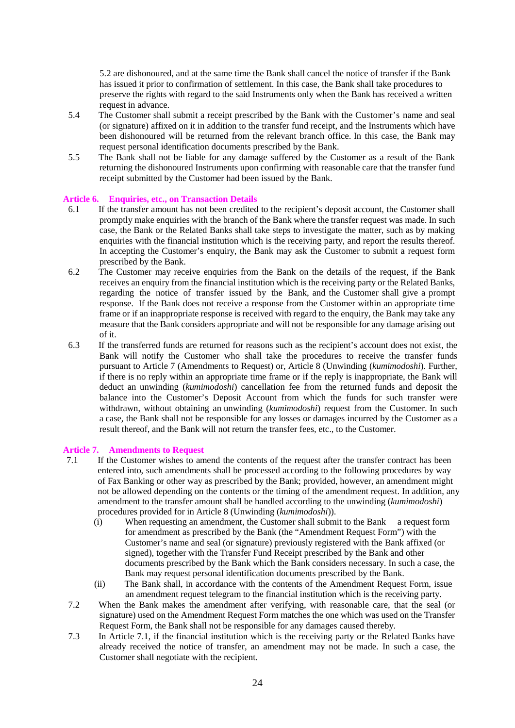5.2 are dishonoured, and at the same time the Bank shall cancel the notice of transfer if the Bank has issued it prior to confirmation of settlement. In this case, the Bank shall take procedures to preserve the rights with regard to the said Instruments only when the Bank has received a written request in advance.

5.4 The Customer shall submit a receipt prescribed by the Bank with the Customer's name and seal (or signature) affixed on it in addition to the transfer fund receipt, and the Instruments which have been dishonoured will be returned from the relevant branch office. In this case, the Bank may request personal identification documents prescribed by the Bank.

5.5 The Bank shall not be liable for any damage suffered by the Customer as a result of the Bank returning the dishonoured Instruments upon confirming with reasonable care that the transfer fund receipt submitted by the Customer had been issued by the Bank.

## Article 6. Enquiries, etc., on Transaction Details

6.1 If the transfer amount has not been credited to the recipient's deposit account, the Customer shall promptly make enquiries with the branch of the Bank where the transfer request was made. In such case, the Bank or the Related Banks shall take steps to investigate the matter, such as by making enquiries with the financial institution which is the receiving party, and report the results thereof. In accepting the Customer's enquiry, the Bank may ask the Customer to submit a request form prescribed by the Bank.

6.2 The Customer may receive enquiries from the Bank on the details of the request, if the Bank receives an enquiry from the financial institution which is the receiving party or the Related Banks, regarding the notice of transfer issued by the Bank, and the Customer shall give a prompt response. If the Bank does not receive a response from the Customer within an appropriate time frame or if an inappropriate response is received with regard to the enquiry, the Bank may take any measure that the Bank considers appropriate and will not be responsible for any damage arising out of it.

6.3 If the transferred funds are returned for reasons such as the recipient's account does not exist, the Bank will notify the Customer who shall take the procedures to receive the transfer funds pursuant to Article 7 (Amendments to Request) or, Article 8 (Unwinding (*kumimodoshi*). Further, if there is no reply within an appropriate time frame or if the reply is inappropriate, the Bank will deduct an unwinding (*kumimodoshi*) cancellation fee from the returned funds and deposit the balance into the Customer's Deposit Account from which the funds for such transfer were withdrawn, without obtaining an unwinding (*kumimodoshi*) request from the Customer. In such a case, the Bank shall not be responsible for any losses or damages incurred by the Customer as a result thereof, and the Bank will not return the transfer fees, etc., to the Customer.

## Article 7. Amendments to Request

7.1 If the Customer wishes to amend the contents of the request after the transfer contract has been entered into, such amendments shall be processed according to the following procedures by way of Fax Banking or other way as prescribed by the Bank; provided, however, an amendment might not be allowed depending on the contents or the timing of the amendment request. In addition, any amendment to the transfer amount shall be handled according to the unwinding (*kumimodoshi*) procedures provided for in Article 8 (Unwinding (*kumimodoshi*)).

(i) When requesting an amendment, the Customer shall submit to the Bank a request form for amendment as prescribed by the Bank (the "Amendment Request Form") with the Customer's name and seal (or signature) previously registered with the Bank affixed (or signed), together with the Transfer Fund Receipt prescribed by the Bank and other documents prescribed by the Bank which the Bank considers necessary. In such a case, the Bank may request personal identification documents prescribed by the Bank.

(ii) The Bank shall, in accordance with the contents of the Amendment Request Form, issue an amendment request telegram to the financial institution which is the receiving party.

7.2 When the Bank makes the amendment after verifying, with reasonable care, that the seal (or signature) used on the Amendment Request Form matches the one which was used on the Transfer Request Form, the Bank shall not be responsible for any damages caused thereby.

7.3 In Article 7.1, if the financial institution which is the receiving party or the Related Banks have already received the notice of transfer, an amendment may not be made. In such a case, the Customer shall negotiate with the recipient.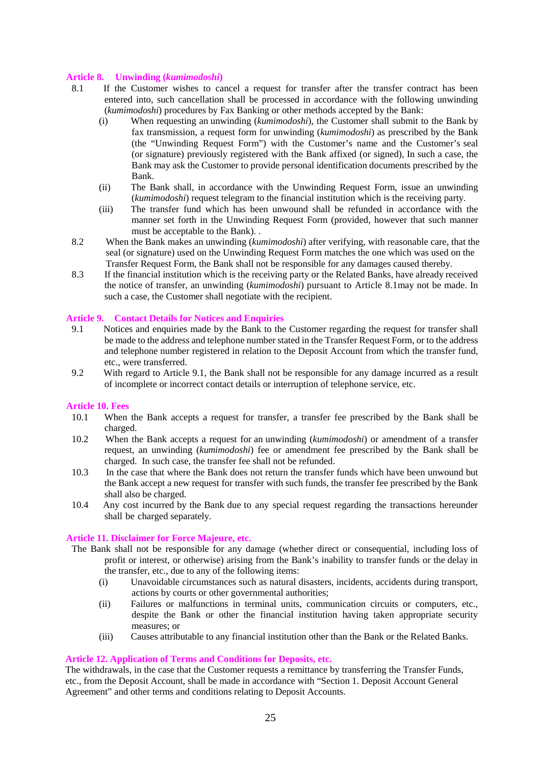### Article 8. Unwinding (*kumimodoshi*)

8.1 If the Customer wishes to cancel a request for transfer after the transfer contract has been entered into, such cancellation shall be processed in accordance with the following unwinding (*kumimodoshi*) procedures by Fax Banking or other methods accepted by the Bank:

- (i) When requesting an unwinding (*kumimodoshi*), the Customer shall submit to the Bank by fax transmission, a request form for unwinding (*kumimodoshi*) as prescribed by the Bank (the "Unwinding Request Form") with the Customer's name and the Customer's seal (or signature) previously registered with the Bank affixed (or signed), In such a case, the Bank may ask the Customer to provide personal identification documents prescribed by the Bank.
- (ii) The Bank shall, in accordance with the Unwinding Request Form, issue an unwinding (*kumimodoshi*) request telegram to the financial institution which is the receiving party.
- (iii) The transfer fund which has been unwound shall be refunded in accordance with the manner set forth in the Unwinding Request Form (provided, however that such manner must be acceptable to the Bank). .

8.2 When the Bank makes an unwinding (*kumimodoshi*) after verifying, with reasonable care, that the seal (or signature) used on the Unwinding Request Form matches the one which was used on the Transfer Request Form, the Bank shall not be responsible for any damages caused thereby.

8.3 If the financial institution which is the receiving party or the Related Banks, have already received the notice of transfer, an unwinding (*kumimodoshi*) pursuant to Article 8.1may not be made. In such a case, the Customer shall negotiate with the recipient.

### Article 9. Contact Details for Notices and Enquiries

9.1 Notices and enquiries made by the Bank to the Customer regarding the request for transfer shall be made to the address and telephone number stated in the Transfer Request Form, or to the address and telephone number registered in relation to the Deposit Account from which the transfer fund, etc., were transferred.

9.2 With regard to Article 9.1, the Bank shall not be responsible for any damage incurred as a result of incomplete or incorrect contact details or interruption of telephone service, etc.

### Article 10. Fees

10.1 When the Bank accepts a request for transfer, a transfer fee prescribed by the Bank shall be charged.

10.2 When the Bank accepts a request for an unwinding (*kumimodoshi*) or amendment of a transfer request, an unwinding (*kumimodoshi*) fee or amendment fee prescribed by the Bank shall be charged. In such case, the transfer fee shall not be refunded.

10.3 In the case that where the Bank does not return the transfer funds which have been unwound but the Bank accept a new request for transfer with such funds, the transfer fee prescribed by the Bank shall also be charged.

10.4 Any cost incurred by the Bank due to any special request regarding the transactions hereunder shall be charged separately.

### Article 11. Disclaimer for Force Majeure, etc.

The Bank shall not be responsible for any damage (whether direct or consequential, including loss of profit or interest, or otherwise) arising from the Bank's inability to transfer funds or the delay in the transfer, etc., due to any of the following items:

- (i) Unavoidable circumstances such as natural disasters, incidents, accidents during transport, actions by courts or other governmental authorities;
- (ii) Failures or malfunctions in terminal units, communication circuits or computers, etc., despite the Bank or other the financial institution having taken appropriate security measures; or
- (iii) Causes attributable to any financial institution other than the Bank or the Related Banks.

### Article 12. Application of Terms and Conditions for Deposits, etc.

The withdrawals, in the case that the Customer requests a remittance by transferring the Transfer Funds, etc., from the Deposit Account, shall be made in accordance with "Section 1. Deposit Account General Agreement" and other terms and conditions relating to Deposit Accounts.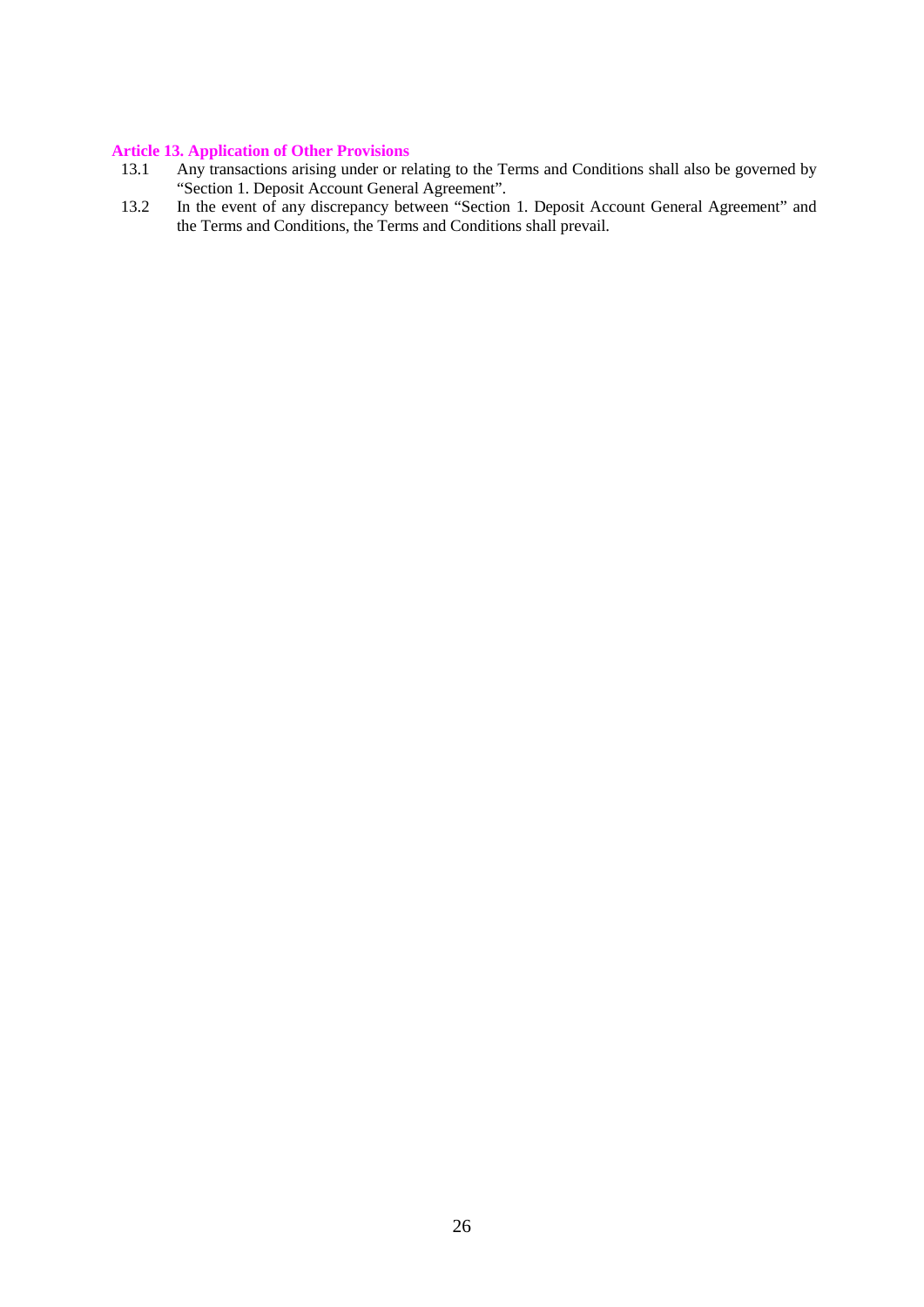### Article 13. Application of Other Provisions

13.1 Any transactions arising under or relating to the Terms and Conditions shall also be governed by "Section 1. Deposit Account General Agreement".

13.2 In the event of any discrepancy between "Section 1. Deposit Account General Agreement" and the Terms and Conditions, the Terms and Conditions shall prevail.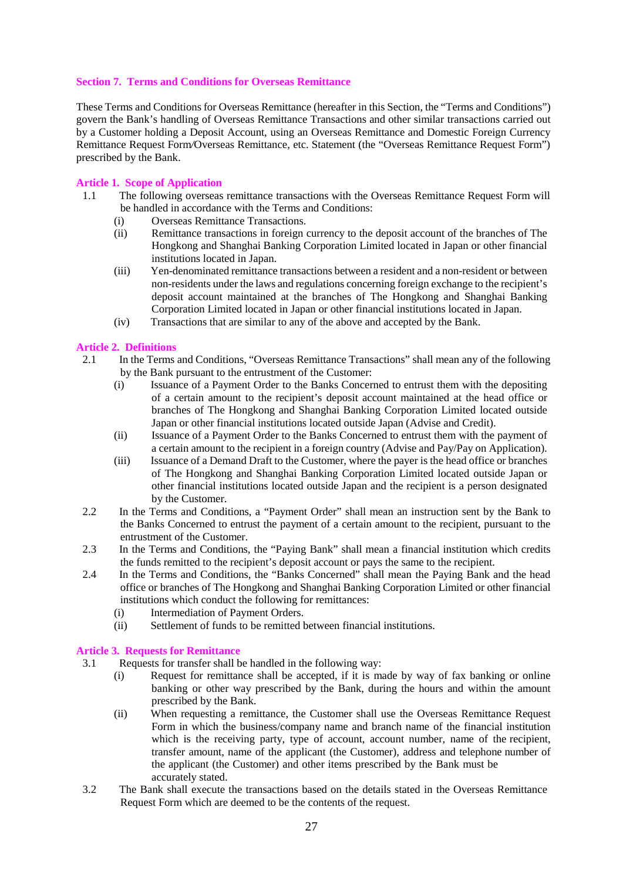## Section 7. Terms and Conditions for Overseas Remittance

These Terms and Conditions for Overseas Remittance (hereafter in this Section, the "Terms and Conditions") govern the Bank's handling of Overseas Remittance Transactions and other similar transactions carried out by a Customer holding a Deposit Account, using an Overseas Remittance and Domestic Foreign Currency Remittance Request Form/Overseas Remittance, etc. Statement (the "Overseas Remittance Request Form") prescribed by the Bank.

### Article 1. Scope of Application

1.1 The following overseas remittance transactions with the Overseas Remittance Request Form will be handled in accordance with the Terms and Conditions:
   - (i) Overseas Remittance Transactions.
   - (ii) Remittance transactions in foreign currency to the deposit account of the branches of The Hongkong and Shanghai Banking Corporation Limited located in Japan or other financial institutions located in Japan.
   - (iii) Yen-denominated remittance transactions between a resident and a non-resident or between non-residents under the laws and regulations concerning foreign exchange to the recipient's deposit account maintained at the branches of The Hongkong and Shanghai Banking Corporation Limited located in Japan or other financial institutions located in Japan.
   - (iv) Transactions that are similar to any of the above and accepted by the Bank.

### Article 2. Definitions

2.1 In the Terms and Conditions, "Overseas Remittance Transactions" shall mean any of the following by the Bank pursuant to the entrustment of the Customer:
   - (i) Issuance of a Payment Order to the Banks Concerned to entrust them with the depositing of a certain amount to the recipient's deposit account maintained at the head office or branches of The Hongkong and Shanghai Banking Corporation Limited located outside Japan or other financial institutions located outside Japan (Advise and Credit).
   - (ii) Issuance of a Payment Order to the Banks Concerned to entrust them with the payment of a certain amount to the recipient in a foreign country (Advise and Pay/Pay on Application).
   - (iii) Issuance of a Demand Draft to the Customer, where the payer is the head office or branches of The Hongkong and Shanghai Banking Corporation Limited located outside Japan or other financial institutions located outside Japan and the recipient is a person designated by the Customer.

2.2 In the Terms and Conditions, a "Payment Order" shall mean an instruction sent by the Bank to the Banks Concerned to entrust the payment of a certain amount to the recipient, pursuant to the entrustment of the Customer.

2.3 In the Terms and Conditions, the "Paying Bank" shall mean a financial institution which credits the funds remitted to the recipient's deposit account or pays the same to the recipient.

2.4 In the Terms and Conditions, the "Banks Concerned" shall mean the Paying Bank and the head office or branches of The Hongkong and Shanghai Banking Corporation Limited or other financial institutions which conduct the following for remittances:
   - (i) Intermediation of Payment Orders.
   - (ii) Settlement of funds to be remitted between financial institutions.

### Article 3. Requests for Remittance

3.1 Requests for transfer shall be handled in the following way:
   - (i) Request for remittance shall be accepted, if it is made by way of fax banking or online banking or other way prescribed by the Bank, during the hours and within the amount prescribed by the Bank.
   - (ii) When requesting a remittance, the Customer shall use the Overseas Remittance Request Form in which the business/company name and branch name of the financial institution which is the receiving party, type of account, account number, name of the recipient, transfer amount, name of the applicant (the Customer), address and telephone number of the applicant (the Customer) and other items prescribed by the Bank must be accurately stated.

3.2 The Bank shall execute the transactions based on the details stated in the Overseas Remittance Request Form which are deemed to be the contents of the request.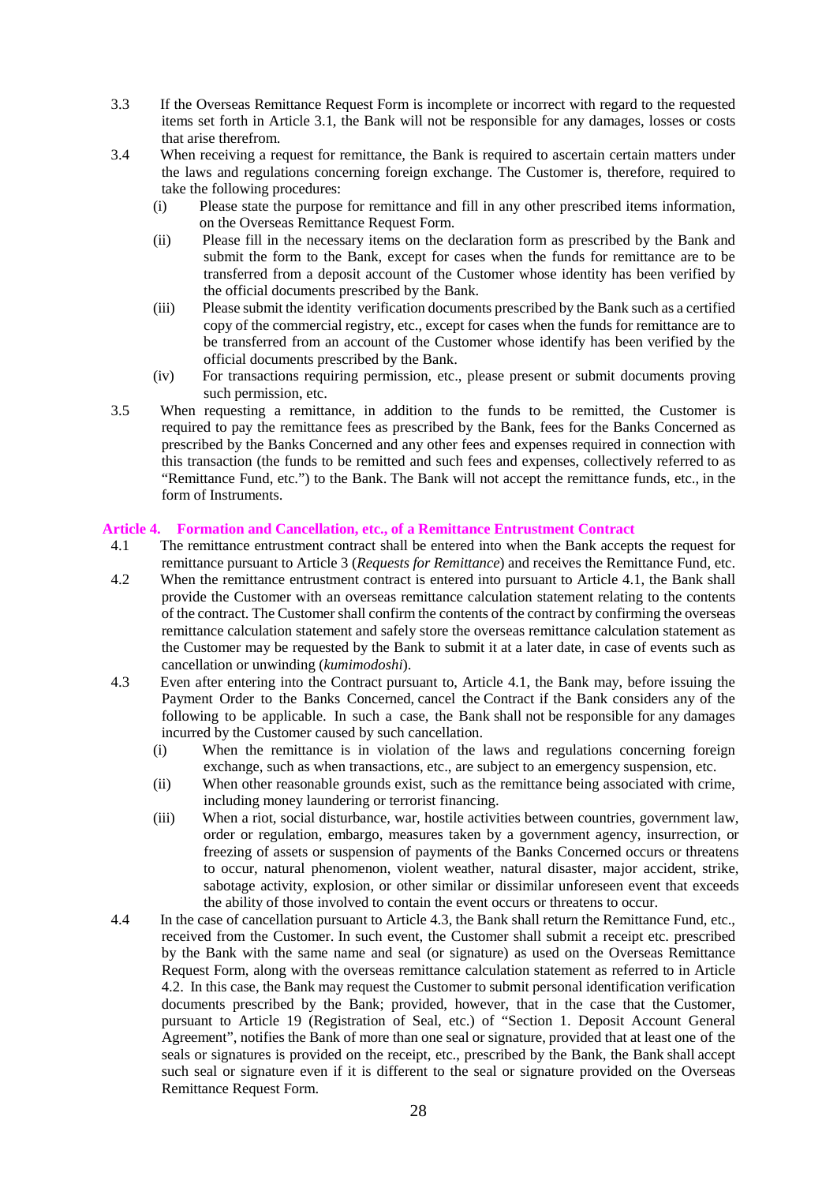3.3 If the Overseas Remittance Request Form is incomplete or incorrect with regard to the requested items set forth in Article 3.1, the Bank will not be responsible for any damages, losses or costs that arise therefrom.

3.4 When receiving a request for remittance, the Bank is required to ascertain certain matters under the laws and regulations concerning foreign exchange. The Customer is, therefore, required to take the following procedures:

(i) Please state the purpose for remittance and fill in any other prescribed items information, on the Overseas Remittance Request Form.

(ii) Please fill in the necessary items on the declaration form as prescribed by the Bank and submit the form to the Bank, except for cases when the funds for remittance are to be transferred from a deposit account of the Customer whose identity has been verified by the official documents prescribed by the Bank.

(iii) Please submit the identity verification documents prescribed by the Bank such as a certified copy of the commercial registry, etc., except for cases when the funds for remittance are to be transferred from an account of the Customer whose identify has been verified by the official documents prescribed by the Bank.

(iv) For transactions requiring permission, etc., please present or submit documents proving such permission, etc.

3.5 When requesting a remittance, in addition to the funds to be remitted, the Customer is required to pay the remittance fees as prescribed by the Bank, fees for the Banks Concerned as prescribed by the Banks Concerned and any other fees and expenses required in connection with this transaction (the funds to be remitted and such fees and expenses, collectively referred to as "Remittance Fund, etc.") to the Bank. The Bank will not accept the remittance funds, etc., in the form of Instruments.

## Article 4. Formation and Cancellation, etc., of a Remittance Entrustment Contract

4.1 The remittance entrustment contract shall be entered into when the Bank accepts the request for remittance pursuant to Article 3 (*Requests for Remittance*) and receives the Remittance Fund, etc.

4.2 When the remittance entrustment contract is entered into pursuant to Article 4.1, the Bank shall provide the Customer with an overseas remittance calculation statement relating to the contents of the contract. The Customer shall confirm the contents of the contract by confirming the overseas remittance calculation statement and safely store the overseas remittance calculation statement as the Customer may be requested by the Bank to submit it at a later date, in case of events such as cancellation or unwinding (*kumimodoshi*).

4.3 Even after entering into the Contract pursuant to, Article 4.1, the Bank may, before issuing the Payment Order to the Banks Concerned, cancel the Contract if the Bank considers any of the following to be applicable. In such a case, the Bank shall not be responsible for any damages incurred by the Customer caused by such cancellation.

(i) When the remittance is in violation of the laws and regulations concerning foreign exchange, such as when transactions, etc., are subject to an emergency suspension, etc.

(ii) When other reasonable grounds exist, such as the remittance being associated with crime, including money laundering or terrorist financing.

(iii) When a riot, social disturbance, war, hostile activities between countries, government law, order or regulation, embargo, measures taken by a government agency, insurrection, or freezing of assets or suspension of payments of the Banks Concerned occurs or threatens to occur, natural phenomenon, violent weather, natural disaster, major accident, strike, sabotage activity, explosion, or other similar or dissimilar unforeseen event that exceeds the ability of those involved to contain the event occurs or threatens to occur.

4.4 In the case of cancellation pursuant to Article 4.3, the Bank shall return the Remittance Fund, etc., received from the Customer. In such event, the Customer shall submit a receipt etc. prescribed by the Bank with the same name and seal (or signature) as used on the Overseas Remittance Request Form, along with the overseas remittance calculation statement as referred to in Article 4.2. In this case, the Bank may request the Customer to submit personal identification verification documents prescribed by the Bank; provided, however, that in the case that the Customer, pursuant to Article 19 (Registration of Seal, etc.) of "Section 1. Deposit Account General Agreement", notifies the Bank of more than one seal or signature, provided that at least one of the seals or signatures is provided on the receipt, etc., prescribed by the Bank, the Bank shall accept such seal or signature even if it is different to the seal or signature provided on the Overseas Remittance Request Form.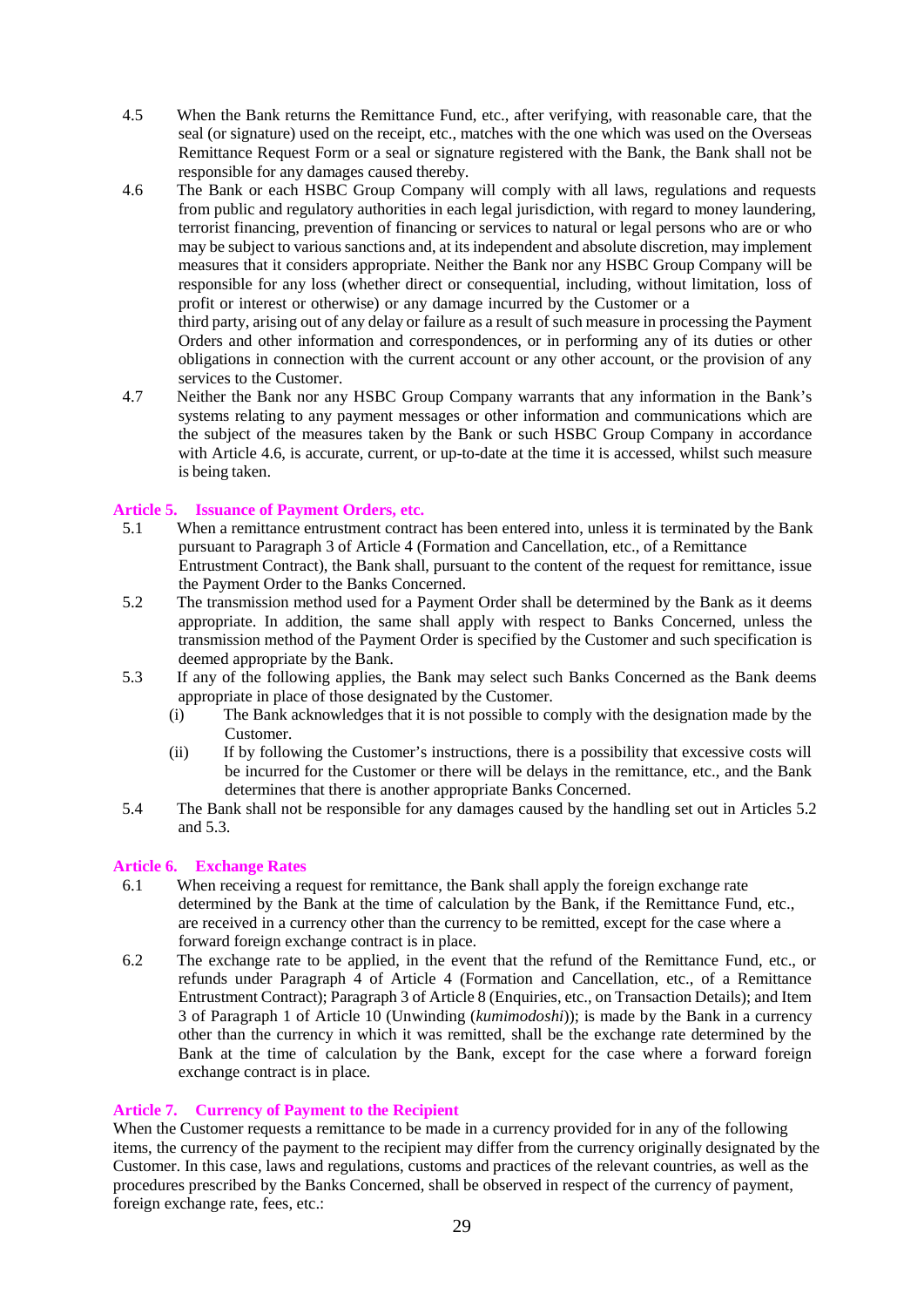4.5 When the Bank returns the Remittance Fund, etc., after verifying, with reasonable care, that the seal (or signature) used on the receipt, etc., matches with the one which was used on the Overseas Remittance Request Form or a seal or signature registered with the Bank, the Bank shall not be responsible for any damages caused thereby.

4.6 The Bank or each HSBC Group Company will comply with all laws, regulations and requests from public and regulatory authorities in each legal jurisdiction, with regard to money laundering, terrorist financing, prevention of financing or services to natural or legal persons who are or who may be subject to various sanctions and, at its independent and absolute discretion, may implement measures that it considers appropriate. Neither the Bank nor any HSBC Group Company will be responsible for any loss (whether direct or consequential, including, without limitation, loss of profit or interest or otherwise) or any damage incurred by the Customer or a third party, arising out of any delay or failure as a result of such measure in processing the Payment Orders and other information and correspondences, or in performing any of its duties or other obligations in connection with the current account or any other account, or the provision of any services to the Customer.

4.7 Neither the Bank nor any HSBC Group Company warrants that any information in the Bank's systems relating to any payment messages or other information and communications which are the subject of the measures taken by the Bank or such HSBC Group Company in accordance with Article 4.6, is accurate, current, or up-to-date at the time it is accessed, whilst such measure is being taken.

## Article 5. Issuance of Payment Orders, etc.

5.1 When a remittance entrustment contract has been entered into, unless it is terminated by the Bank pursuant to Paragraph 3 of Article 4 (Formation and Cancellation, etc., of a Remittance Entrustment Contract), the Bank shall, pursuant to the content of the request for remittance, issue the Payment Order to the Banks Concerned.

5.2 The transmission method used for a Payment Order shall be determined by the Bank as it deems appropriate. In addition, the same shall apply with respect to Banks Concerned, unless the transmission method of the Payment Order is specified by the Customer and such specification is deemed appropriate by the Bank.

5.3 If any of the following applies, the Bank may select such Banks Concerned as the Bank deems appropriate in place of those designated by the Customer.

(i) The Bank acknowledges that it is not possible to comply with the designation made by the Customer.

(ii) If by following the Customer's instructions, there is a possibility that excessive costs will be incurred for the Customer or there will be delays in the remittance, etc., and the Bank determines that there is another appropriate Banks Concerned.

5.4 The Bank shall not be responsible for any damages caused by the handling set out in Articles 5.2 and 5.3.

## Article 6. Exchange Rates

6.1 When receiving a request for remittance, the Bank shall apply the foreign exchange rate determined by the Bank at the time of calculation by the Bank, if the Remittance Fund, etc., are received in a currency other than the currency to be remitted, except for the case where a forward foreign exchange contract is in place.

6.2 The exchange rate to be applied, in the event that the refund of the Remittance Fund, etc., or refunds under Paragraph 4 of Article 4 (Formation and Cancellation, etc., of a Remittance Entrustment Contract); Paragraph 3 of Article 8 (Enquiries, etc., on Transaction Details); and Item 3 of Paragraph 1 of Article 10 (Unwinding (*kumimodoshi*)); is made by the Bank in a currency other than the currency in which it was remitted, shall be the exchange rate determined by the Bank at the time of calculation by the Bank, except for the case where a forward foreign exchange contract is in place.

## Article 7. Currency of Payment to the Recipient

When the Customer requests a remittance to be made in a currency provided for in any of the following items, the currency of the payment to the recipient may differ from the currency originally designated by the Customer. In this case, laws and regulations, customs and practices of the relevant countries, as well as the procedures prescribed by the Banks Concerned, shall be observed in respect of the currency of payment, foreign exchange rate, fees, etc.: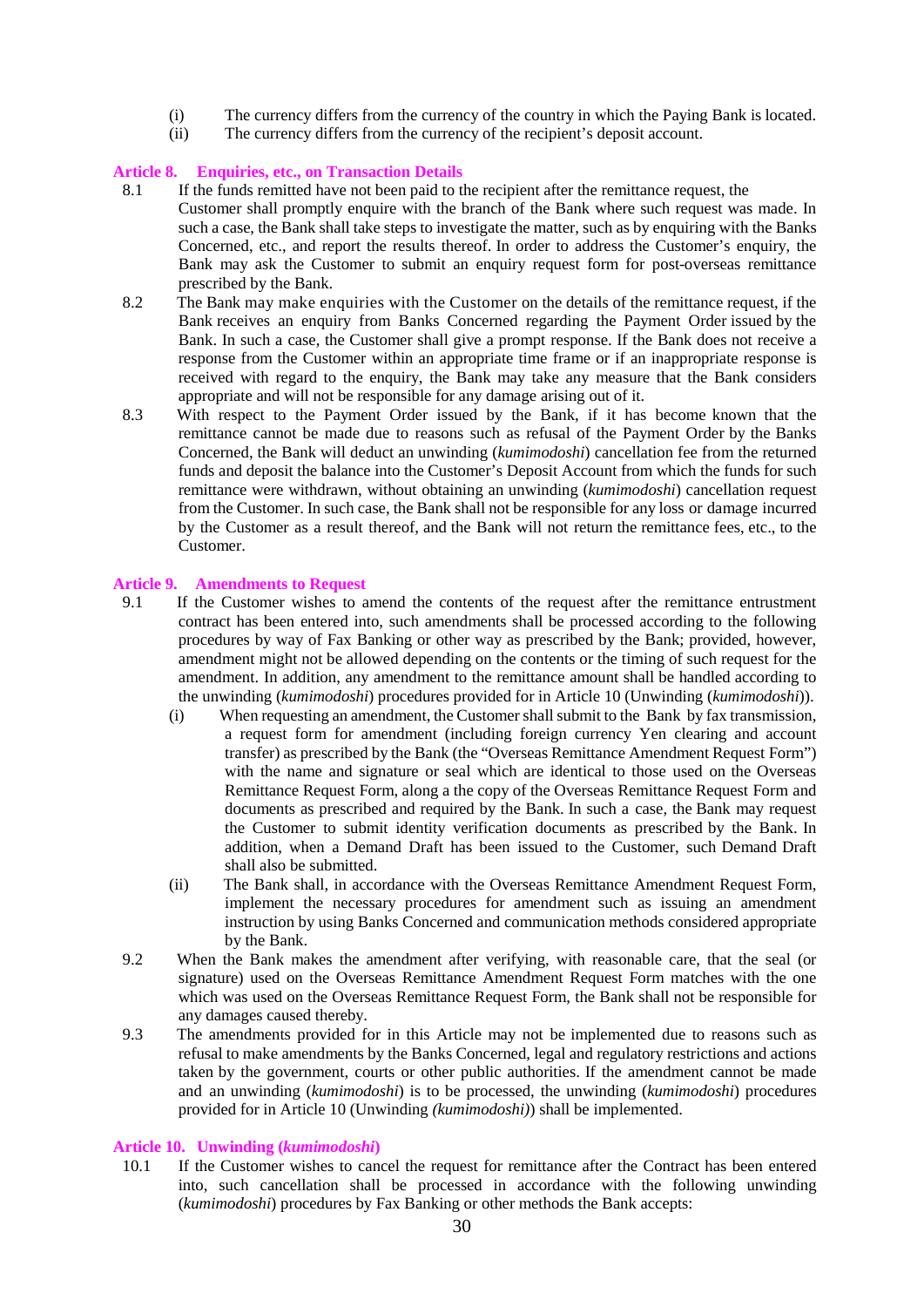(i) The currency differs from the currency of the country in which the Paying Bank is located.

(ii) The currency differs from the currency of the recipient's deposit account.

## Article 8. Enquiries, etc., on Transaction Details

8.1 If the funds remitted have not been paid to the recipient after the remittance request, the Customer shall promptly enquire with the branch of the Bank where such request was made. In such a case, the Bank shall take steps to investigate the matter, such as by enquiring with the Banks Concerned, etc., and report the results thereof. In order to address the Customer's enquiry, the Bank may ask the Customer to submit an enquiry request form for post-overseas remittance prescribed by the Bank.

8.2 The Bank may make enquiries with the Customer on the details of the remittance request, if the Bank receives an enquiry from Banks Concerned regarding the Payment Order issued by the Bank. In such a case, the Customer shall give a prompt response. If the Bank does not receive a response from the Customer within an appropriate time frame or if an inappropriate response is received with regard to the enquiry, the Bank may take any measure that the Bank considers appropriate and will not be responsible for any damage arising out of it.

8.3 With respect to the Payment Order issued by the Bank, if it has become known that the remittance cannot be made due to reasons such as refusal of the Payment Order by the Banks Concerned, the Bank will deduct an unwinding (*kumimodoshi*) cancellation fee from the returned funds and deposit the balance into the Customer's Deposit Account from which the funds for such remittance were withdrawn, without obtaining an unwinding (*kumimodoshi*) cancellation request from the Customer. In such case, the Bank shall not be responsible for any loss or damage incurred by the Customer as a result thereof, and the Bank will not return the remittance fees, etc., to the Customer.

## Article 9. Amendments to Request

9.1 If the Customer wishes to amend the contents of the request after the remittance entrustment contract has been entered into, such amendments shall be processed according to the following procedures by way of Fax Banking or other way as prescribed by the Bank; provided, however, amendment might not be allowed depending on the contents or the timing of such request for the amendment. In addition, any amendment to the remittance amount shall be handled according to the unwinding (*kumimodoshi*) procedures provided for in Article 10 (Unwinding (*kumimodoshi*)).

(i) When requesting an amendment, the Customer shall submit to the Bank by fax transmission, a request form for amendment (including foreign currency Yen clearing and account transfer) as prescribed by the Bank (the "Overseas Remittance Amendment Request Form") with the name and signature or seal which are identical to those used on the Overseas Remittance Request Form, along a the copy of the Overseas Remittance Request Form and documents as prescribed and required by the Bank. In such a case, the Bank may request the Customer to submit identity verification documents as prescribed by the Bank. In addition, when a Demand Draft has been issued to the Customer, such Demand Draft shall also be submitted.

(ii) The Bank shall, in accordance with the Overseas Remittance Amendment Request Form, implement the necessary procedures for amendment such as issuing an amendment instruction by using Banks Concerned and communication methods considered appropriate by the Bank.

9.2 When the Bank makes the amendment after verifying, with reasonable care, that the seal (or signature) used on the Overseas Remittance Amendment Request Form matches with the one which was used on the Overseas Remittance Request Form, the Bank shall not be responsible for any damages caused thereby.

9.3 The amendments provided for in this Article may not be implemented due to reasons such as refusal to make amendments by the Banks Concerned, legal and regulatory restrictions and actions taken by the government, courts or other public authorities. If the amendment cannot be made and an unwinding (*kumimodoshi*) is to be processed, the unwinding (*kumimodoshi*) procedures provided for in Article 10 (Unwinding *(kumimodoshi)*) shall be implemented.

## Article 10. Unwinding (*kumimodoshi*)

10.1 If the Customer wishes to cancel the request for remittance after the Contract has been entered into, such cancellation shall be processed in accordance with the following unwinding (*kumimodoshi*) procedures by Fax Banking or other methods the Bank accepts: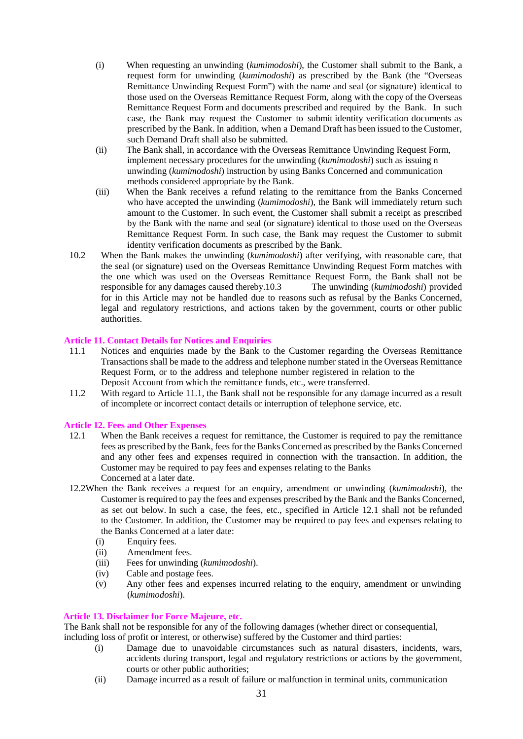(i) When requesting an unwinding (*kumimodoshi*), the Customer shall submit to the Bank, a request form for unwinding (*kumimodoshi*) as prescribed by the Bank (the "Overseas Remittance Unwinding Request Form") with the name and seal (or signature) identical to those used on the Overseas Remittance Request Form, along with the copy of the Overseas Remittance Request Form and documents prescribed and required by the Bank. In such case, the Bank may request the Customer to submit identity verification documents as prescribed by the Bank. In addition, when a Demand Draft has been issued to the Customer, such Demand Draft shall also be submitted.

(ii) The Bank shall, in accordance with the Overseas Remittance Unwinding Request Form, implement necessary procedures for the unwinding (*kumimodoshi*) such as issuing n unwinding (*kumimodoshi*) instruction by using Banks Concerned and communication methods considered appropriate by the Bank.

(iii) When the Bank receives a refund relating to the remittance from the Banks Concerned who have accepted the unwinding (*kumimodoshi*), the Bank will immediately return such amount to the Customer. In such event, the Customer shall submit a receipt as prescribed by the Bank with the name and seal (or signature) identical to those used on the Overseas Remittance Request Form. In such case, the Bank may request the Customer to submit identity verification documents as prescribed by the Bank.

10.2 When the Bank makes the unwinding (*kumimodoshi*) after verifying, with reasonable care, that the seal (or signature) used on the Overseas Remittance Unwinding Request Form matches with the one which was used on the Overseas Remittance Request Form, the Bank shall not be responsible for any damages caused thereby.

10.3 The unwinding (*kumimodoshi*) provided for in this Article may not be handled due to reasons such as refusal by the Banks Concerned, legal and regulatory restrictions, and actions taken by the government, courts or other public authorities.

## Article 11. Contact Details for Notices and Enquiries

11.1 Notices and enquiries made by the Bank to the Customer regarding the Overseas Remittance Transactions shall be made to the address and telephone number stated in the Overseas Remittance Request Form, or to the address and telephone number registered in relation to the Deposit Account from which the remittance funds, etc., were transferred.

11.2 With regard to Article 11.1, the Bank shall not be responsible for any damage incurred as a result of incomplete or incorrect contact details or interruption of telephone service, etc.

## Article 12. Fees and Other Expenses

12.1 When the Bank receives a request for remittance, the Customer is required to pay the remittance fees as prescribed by the Bank, fees for the Banks Concerned as prescribed by the Banks Concerned and any other fees and expenses required in connection with the transaction. In addition, the Customer may be required to pay fees and expenses relating to the Banks Concerned at a later date.

12.2 When the Bank receives a request for an enquiry, amendment or unwinding (*kumimodoshi*), the Customer is required to pay the fees and expenses prescribed by the Bank and the Banks Concerned, as set out below. In such a case, the fees, etc., specified in Article 12.1 shall not be refunded to the Customer. In addition, the Customer may be required to pay fees and expenses relating to the Banks Concerned at a later date:

(i) Enquiry fees.

(ii) Amendment fees.

(iii) Fees for unwinding (*kumimodoshi*).

(iv) Cable and postage fees.

(v) Any other fees and expenses incurred relating to the enquiry, amendment or unwinding (*kumimodoshi*).

## Article 13. Disclaimer for Force Majeure, etc.

The Bank shall not be responsible for any of the following damages (whether direct or consequential, including loss of profit or interest, or otherwise) suffered by the Customer and third parties:

(i) Damage due to unavoidable circumstances such as natural disasters, incidents, wars, accidents during transport, legal and regulatory restrictions or actions by the government, courts or other public authorities;

(ii) Damage incurred as a result of failure or malfunction in terminal units, communication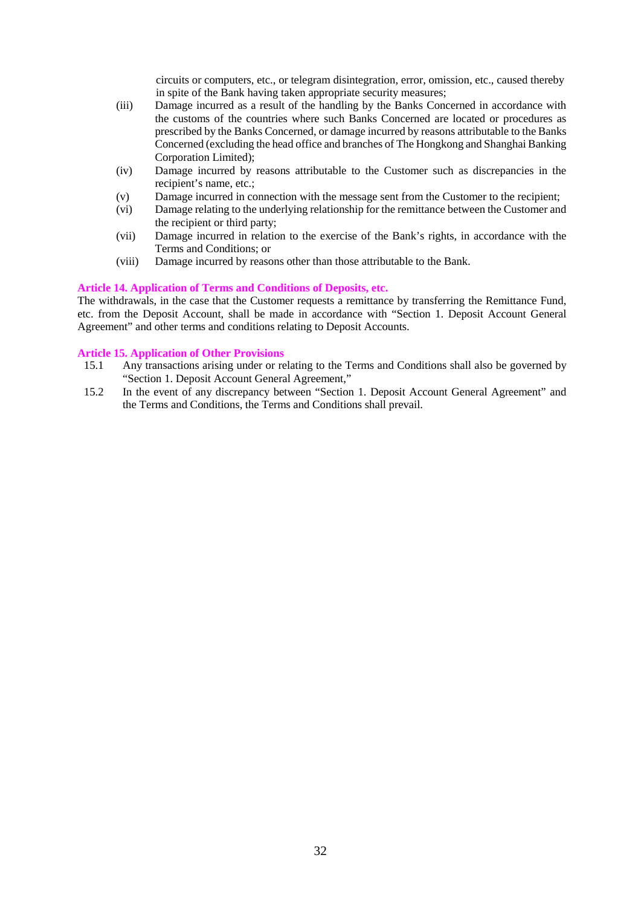circuits or computers, etc., or telegram disintegration, error, omission, etc., caused thereby in spite of the Bank having taken appropriate security measures;

(iii) Damage incurred as a result of the handling by the Banks Concerned in accordance with the customs of the countries where such Banks Concerned are located or procedures as prescribed by the Banks Concerned, or damage incurred by reasons attributable to the Banks Concerned (excluding the head office and branches of The Hongkong and Shanghai Banking Corporation Limited);

(iv) Damage incurred by reasons attributable to the Customer such as discrepancies in the recipient's name, etc.;

(v) Damage incurred in connection with the message sent from the Customer to the recipient;

(vi) Damage relating to the underlying relationship for the remittance between the Customer and the recipient or third party;

(vii) Damage incurred in relation to the exercise of the Bank's rights, in accordance with the Terms and Conditions; or

(viii) Damage incurred by reasons other than those attributable to the Bank.

### Article 14. Application of Terms and Conditions of Deposits, etc.

The withdrawals, in the case that the Customer requests a remittance by transferring the Remittance Fund, etc. from the Deposit Account, shall be made in accordance with "Section 1. Deposit Account General Agreement" and other terms and conditions relating to Deposit Accounts.

### Article 15. Application of Other Provisions

15.1 Any transactions arising under or relating to the Terms and Conditions shall also be governed by "Section 1. Deposit Account General Agreement,"

15.2 In the event of any discrepancy between "Section 1. Deposit Account General Agreement" and the Terms and Conditions, the Terms and Conditions shall prevail.